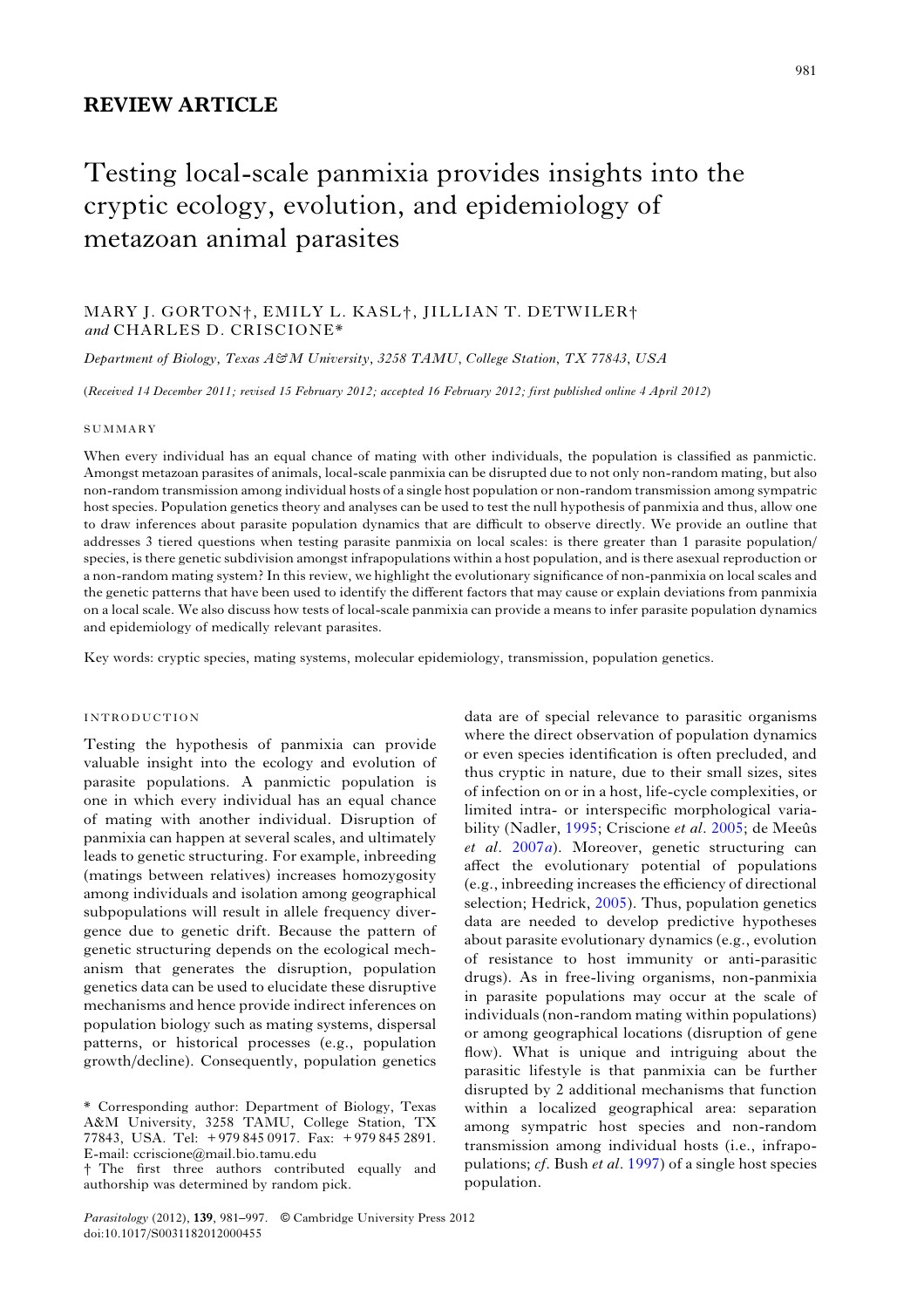## REVIEW ARTICLE

# Testing local-scale panmixia provides insights into the cryptic ecology, evolution, and epidemiology of metazoan animal parasites

MARY J. GORTON†, EMILY L. KASL†, JILLIAN T. DETWILER† *and* CHARLES D. CRISCIONE*

*Department of Biology, Texas A&M University, 3258 TAMU, College Station, TX 77843, USA*

(*Received 14 December 2011; revised 15 February 2012; accepted 16 February 2012; first published online 4 April 2012*)

### SUMMARY

When every individual has an equal chance of mating with other individuals, the population is classified as panmictic. Amongst metazoan parasites of animals, local-scale panmixia can be disrupted due to not only non-random mating, but also non-random transmission among individual hosts of a single host population or non-random transmission among sympatric host species. Population genetics theory and analyses can be used to test the null hypothesis of panmixia and thus, allow one to draw inferences about parasite population dynamics that are difficult to observe directly. We provide an outline that addresses 3 tiered questions when testing parasite panmixia on local scales: is there greater than 1 parasite population/species, is there genetic subdivision amongst infrapopulations within a host population, and is there asexual reproduction or a non-random mating system? In this review, we highlight the evolutionary significance of non-panmixia on local scales and the genetic patterns that have been used to identify the different factors that may cause or explain deviations from panmixia on a local scale. We also discuss how tests of local-scale panmixia can provide a means to infer parasite population dynamics and epidemiology of medically relevant parasites.

Key words: cryptic species, mating systems, molecular epidemiology, transmission, population genetics.

### INTRODUCTION

Testing the hypothesis of panmixia can provide valuable insight into the ecology and evolution of parasite populations. A panmictic population is one in which every individual has an equal chance of mating with another individual. Disruption of panmixia can happen at several scales, and ultimately leads to genetic structuring. For example, inbreeding (matings between relatives) increases homozygosity among individuals and isolation among geographical subpopulations will result in allele frequency divergence due to genetic drift. Because the pattern of genetic structuring depends on the ecological mechanism that generates the disruption, population genetics data can be used to elucidate these disruptive mechanisms and hence provide indirect inferences on population biology such as mating systems, dispersal patterns, or historical processes (e.g., population growth/decline). Consequently, population genetics data are of special relevance to parasitic organisms where the direct observation of population dynamics or even species identification is often precluded, and thus cryptic in nature, due to their small sizes, sites of infection on or in a host, life-cycle complexities, or limited intra- or interspecific morphological variability (Nadler, 1995; Criscione *et al*. 2005; de Meeûs *et al*. 2007*a*). Moreover, genetic structuring can affect the evolutionary potential of populations (e.g., inbreeding increases the efficiency of directional selection; Hedrick, 2005). Thus, population genetics data are needed to develop predictive hypotheses about parasite evolutionary dynamics (e.g., evolution of resistance to host immunity or anti-parasitic drugs). As in free-living organisms, non-panmixia in parasite populations may occur at the scale of individuals (non-random mating within populations) or among geographical locations (disruption of gene flow). What is unique and intriguing about the parasitic lifestyle is that panmixia can be further disrupted by 2 additional mechanisms that function within a localized geographical area: separation among sympatric host species and non-random transmission among individual hosts (i.e., infrapopulations; *cf*. Bush *et al*. 1997) of a single host species population.

\* Corresponding author: Department of Biology, Texas A&M University, 3258 TAMU, College Station, TX 77843, USA. Tel: +979 845 0917. Fax: +979 845 2891. E-mail: ccriscione@mail.bio.tamu.edu

† The first three authors contributed equally and authorship was determined by random pick.

*Parasitology* (2012), **139**, 981–997. © Cambridge University Press 2012
doi:10.1017/S0031182012000455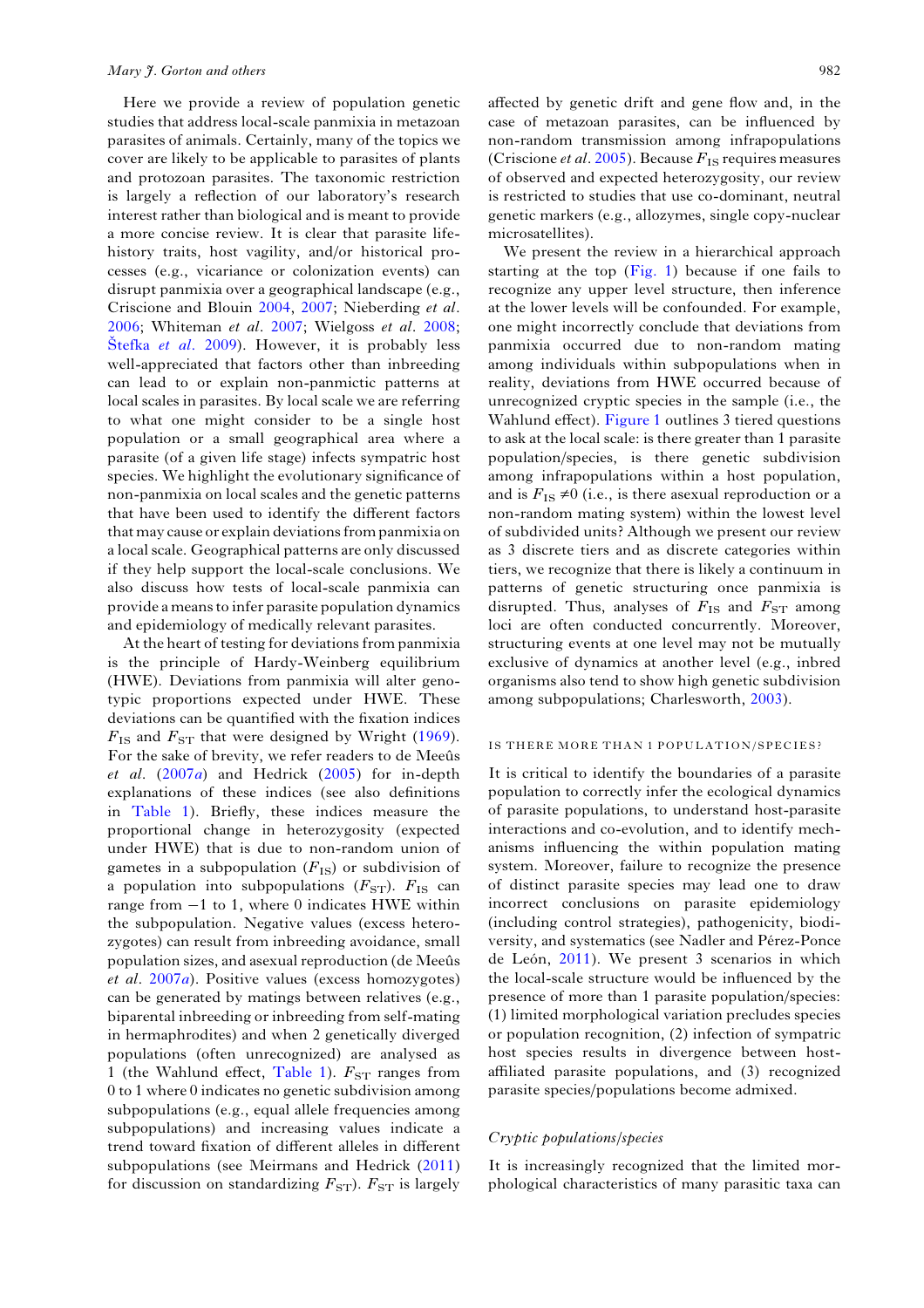Here we provide a review of population genetic studies that address local-scale panmixia in metazoan parasites of animals. Certainly, many of the topics we cover are likely to be applicable to parasites of plants and protozoan parasites. The taxonomic restriction is largely a reflection of our laboratory's research interest rather than biological and is meant to provide a more concise review. It is clear that parasite life-history traits, host vagility, and/or historical processes (e.g., vicariance or colonization events) can disrupt panmixia over a geographical landscape (e.g., Criscione and Blouin 2004, 2007; Nieberding *et al*. 2006; Whiteman *et al*. 2007; Wielgoss *et al*. 2008; Štefka *et al*. 2009). However, it is probably less well-appreciated that factors other than inbreeding can lead to or explain non-panmictic patterns at local scales in parasites. By local scale we are referring to what one might consider to be a single host population or a small geographical area where a parasite (of a given life stage) infects sympatric host species. We highlight the evolutionary significance of non-panmixia on local scales and the genetic patterns that have been used to identify the different factors that may cause or explain deviations from panmixia on a local scale. Geographical patterns are only discussed if they help support the local-scale conclusions. We also discuss how tests of local-scale panmixia can provide a means to infer parasite population dynamics and epidemiology of medically relevant parasites.

At the heart of testing for deviations from panmixia is the principle of Hardy-Weinberg equilibrium (HWE). Deviations from panmixia will alter genotypic proportions expected under HWE. These deviations can be quantified with the fixation indices $F_{IS}$ and $F_{ST}$ that were designed by Wright (1969). For the sake of brevity, we refer readers to de Meeûs *et al*. (2007*a*) and Hedrick (2005) for in-depth explanations of these indices (see also definitions in Table 1). Briefly, these indices measure the proportional change in heterozygosity (expected under HWE) that is due to non-random union of gametes in a subpopulation ($F_{IS}$) or subdivision of a population into subpopulations ($F_{ST}$). $F_{IS}$ can range from −1 to 1, where 0 indicates HWE within the subpopulation. Negative values (excess heterozygotes) can result from inbreeding avoidance, small population sizes, and asexual reproduction (de Meeûs *et al*. 2007*a*). Positive values (excess homozygotes) can be generated by matings between relatives (e.g., biparental inbreeding or inbreeding from self-mating in hermaphrodites) and when 2 genetically diverged populations (often unrecognized) are analysed as 1 (the Wahlund effect, Table 1). $F_{ST}$ ranges from 0 to 1 where 0 indicates no genetic subdivision among subpopulations (e.g., equal allele frequencies among subpopulations) and increasing values indicate a trend toward fixation of different alleles in different subpopulations (see Meirmans and Hedrick (2011) for discussion on standardizing $F_{ST}$). $F_{ST}$ is largely affected by genetic drift and gene flow and, in the case of metazoan parasites, can be influenced by non-random transmission among infrapopulations (Criscione *et al*. 2005). Because $F_{IS}$ requires measures of observed and expected heterozygosity, our review is restricted to studies that use co-dominant, neutral genetic markers (e.g., allozymes, single copy-nuclear microsatellites).

We present the review in a hierarchical approach starting at the top (Fig. 1) because if one fails to recognize any upper level structure, then inference at the lower levels will be confounded. For example, one might incorrectly conclude that deviations from panmixia occurred due to non-random mating among individuals within subpopulations when in reality, deviations from HWE occurred because of unrecognized cryptic species in the sample (i.e., the Wahlund effect). Figure 1 outlines 3 tiered questions to ask at the local scale: is there greater than 1 parasite population/species, is there genetic subdivision among infrapopulations within a host population, and is $F_{IS} \neq 0$ (i.e., is there asexual reproduction or a non-random mating system) within the lowest level of subdivided units? Although we present our review as 3 discrete tiers and as discrete categories within tiers, we recognize that there is likely a continuum in patterns of genetic structuring once panmixia is disrupted. Thus, analyses of $F_{IS}$ and $F_{ST}$ among loci are often conducted concurrently. Moreover, structuring events at one level may not be mutually exclusive of dynamics at another level (e.g., inbred organisms also tend to show high genetic subdivision among subpopulations; Charlesworth, 2003).

## IS THERE MORE THAN 1 POPULATION/SPECIES?

It is critical to identify the boundaries of a parasite population to correctly infer the ecological dynamics of parasite populations, to understand host-parasite interactions and co-evolution, and to identify mechanisms influencing the within population mating system. Moreover, failure to recognize the presence of distinct parasite species may lead one to draw incorrect conclusions on parasite epidemiology (including control strategies), pathogenicity, biodiversity, and systematics (see Nadler and Pérez-Ponce de León, 2011). We present 3 scenarios in which the local-scale structure would be influenced by the presence of more than 1 parasite population/species: (1) limited morphological variation precludes species or population recognition, (2) infection of sympatric host species results in divergence between host-affiliated parasite populations, and (3) recognized parasite species/populations become admixed.

### *Cryptic populations/species*

It is increasingly recognized that the limited morphological characteristics of many parasitic taxa can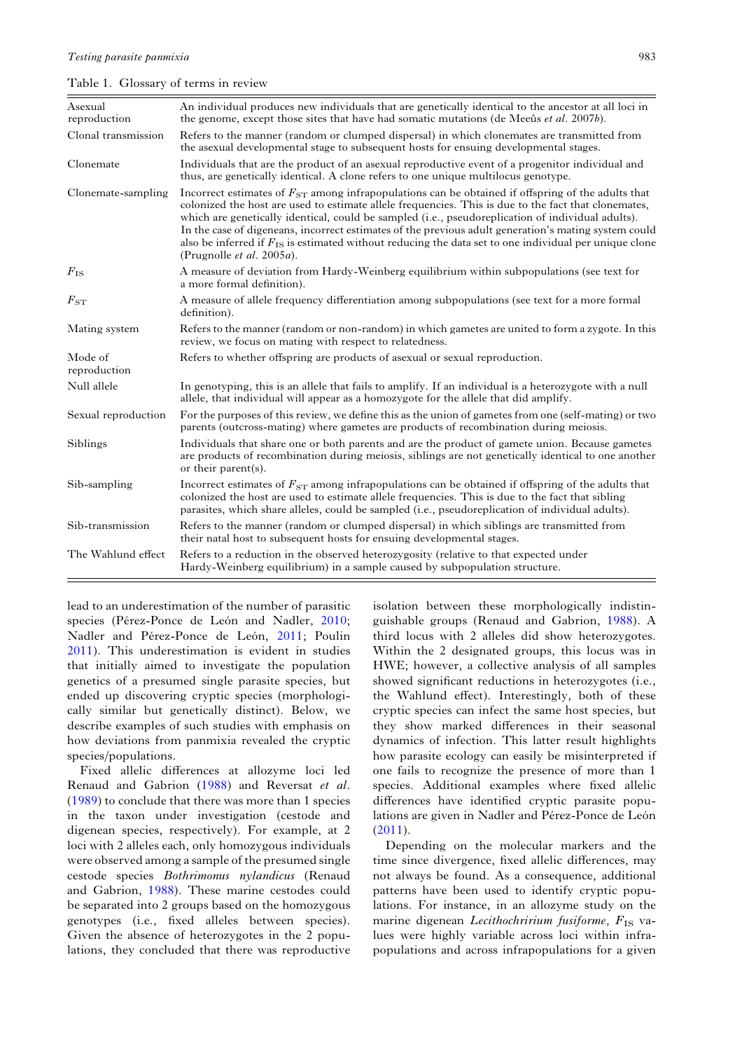Table 1. Glossary of terms in review

| Term | Definition |
|---|---|
| Asexual reproduction | An individual produces new individuals that are genetically identical to the ancestor at all loci in the genome, except those sites that have had somatic mutations (de Meeûs *et al*. 2007*b*). |
| Clonal transmission | Refers to the manner (random or clumped dispersal) in which clonemates are transmitted from the asexual developmental stage to subsequent hosts for ensuing developmental stages. |
| Clonemate | Individuals that are the product of an asexual reproductive event of a progenitor individual and thus, are genetically identical. A clone refers to one unique multilocus genotype. |
| Clonemate-sampling | Incorrect estimates of $F_{ST}$ among infrapopulations can be obtained if offspring of the adults that colonized the host are used to estimate allele frequencies. This is due to the fact that clonemates, which are genetically identical, could be sampled (i.e., pseudoreplication of individual adults). In the case of digeneans, incorrect estimates of the previous adult generation's mating system could also be inferred if $F_{IS}$ is estimated without reducing the data set to one individual per unique clone (Prugnolle *et al*. 2005*a*). |
| $F_{IS}$ | A measure of deviation from Hardy-Weinberg equilibrium within subpopulations (see text for a more formal definition). |
| $F_{ST}$ | A measure of allele frequency differentiation among subpopulations (see text for a more formal definition). |
| Mating system | Refers to the manner (random or non-random) in which gametes are united to form a zygote. In this review, we focus on mating with respect to relatedness. |
| Mode of reproduction | Refers to whether offspring are products of asexual or sexual reproduction. |
| Null allele | In genotyping, this is an allele that fails to amplify. If an individual is a heterozygote with a null allele, that individual will appear as a homozygote for the allele that did amplify. |
| Sexual reproduction | For the purposes of this review, we define this as the union of gametes from one (self-mating) or two parents (outcross-mating) where gametes are products of recombination during meiosis. |
| Siblings | Individuals that share one or both parents and are the product of gamete union. Because gametes are products of recombination during meiosis, siblings are not genetically identical to one another or their parent(s). |
| Sib-sampling | Incorrect estimates of $F_{ST}$ among infrapopulations can be obtained if offspring of the adults that colonized the host are used to estimate allele frequencies. This is due to the fact that sibling parasites, which share alleles, could be sampled (i.e., pseudoreplication of individual adults). |
| Sib-transmission | Refers to the manner (random or clumped dispersal) in which siblings are transmitted from their natal host to subsequent hosts for ensuing developmental stages. |
| The Wahlund effect | Refers to a reduction in the observed heterozygosity (relative to that expected under Hardy-Weinberg equilibrium) in a sample caused by subpopulation structure. |

lead to an underestimation of the number of parasitic species (Pérez-Ponce de León and Nadler, 2010; Nadler and Pérez-Ponce de León, 2011; Poulin 2011). This underestimation is evident in studies that initially aimed to investigate the population genetics of a presumed single parasite species, but ended up discovering cryptic species (morphologically similar but genetically distinct). Below, we describe examples of such studies with emphasis on how deviations from panmixia revealed the cryptic species/populations.

Fixed allelic differences at allozyme loci led Renaud and Gabrion (1988) and Reversat *et al*. (1989) to conclude that there was more than 1 species in the taxon under investigation (cestode and digenean species, respectively). For example, at 2 loci with 2 alleles each, only homozygous individuals were observed among a sample of the presumed single cestode species *Bothrimonus nylandicus* (Renaud and Gabrion, 1988). These marine cestodes could be separated into 2 groups based on the homozygous genotypes (i.e., fixed alleles between species). Given the absence of heterozygotes in the 2 populations, they concluded that there was reproductive isolation between these morphologically indistinguishable groups (Renaud and Gabrion, 1988). A third locus with 2 alleles did show heterozygotes. Within the 2 designated groups, this locus was in HWE; however, a collective analysis of all samples showed significant reductions in heterozygotes (i.e., the Wahlund effect). Interestingly, both of these cryptic species can infect the same host species, but they show marked differences in their seasonal dynamics of infection. This latter result highlights how parasite ecology can easily be misinterpreted if one fails to recognize the presence of more than 1 species. Additional examples where fixed allelic differences have identified cryptic parasite populations are given in Nadler and Pérez-Ponce de León (2011).

Depending on the molecular markers and the time since divergence, fixed allelic differences, may not always be found. As a consequence, additional patterns have been used to identify cryptic populations. For instance, in an allozyme study on the marine digenean *Lecithochririum fusiforme*, $F_{IS}$ values were highly variable across loci within infrapopulations and across infrapopulations for a given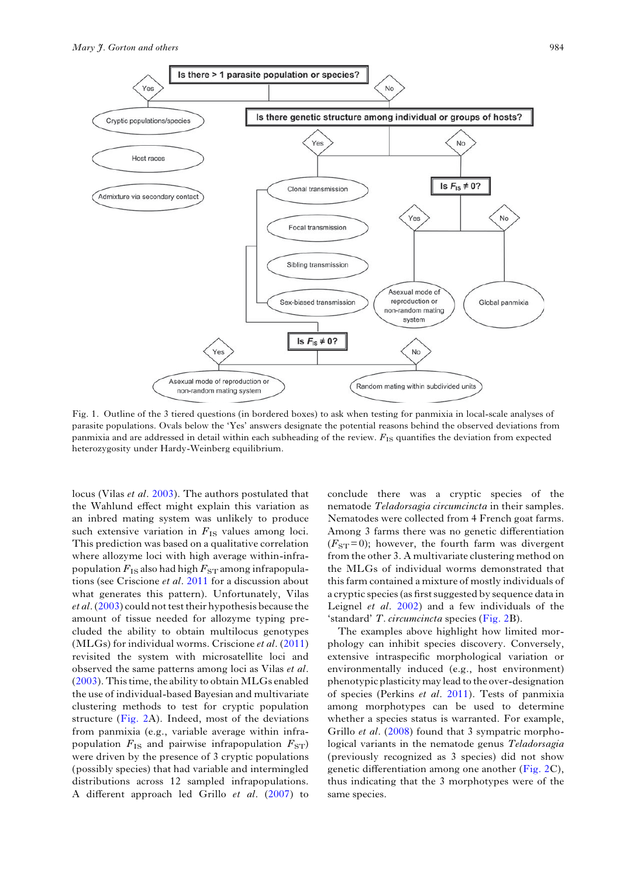Fig. 1. Outline of the 3 tiered questions (in bordered boxes) to ask when testing for panmixia in local-scale analyses of parasite populations. Ovals below the 'Yes' answers designate the potential reasons behind the observed deviations from panmixia and are addressed in detail within each subheading of the review. $F_{IS}$ quantifies the deviation from expected heterozygosity under Hardy-Weinberg equilibrium.

locus (Vilas *et al*. 2003). The authors postulated that the Wahlund effect might explain this variation as an inbred mating system was unlikely to produce such extensive variation in $F_{IS}$ values among loci. This prediction was based on a qualitative correlation where allozyme loci with high average within-infrapopulation $F_{IS}$ also had high $F_{ST}$ among infrapopulations (see Criscione *et al*. 2011 for a discussion about what generates this pattern). Unfortunately, Vilas *et al*. (2003) could not test their hypothesis because the amount of tissue needed for allozyme typing precluded the ability to obtain multilocus genotypes (MLGs) for individual worms. Criscione *et al*. (2011) revisited the system with microsatellite loci and observed the same patterns among loci as Vilas *et al*. (2003). This time, the ability to obtain MLGs enabled the use of individual-based Bayesian and multivariate clustering methods to test for cryptic population structure (Fig. 2A). Indeed, most of the deviations from panmixia (e.g., variable average within infrapopulation $F_{IS}$ and pairwise infrapopulation $F_{ST}$) were driven by the presence of 3 cryptic populations (possibly species) that had variable and intermingled distributions across 12 sampled infrapopulations. A different approach led Grillo *et al*. (2007) to conclude there was a cryptic species of the nematode *Teladorsagia circumcincta* in their samples. Nematodes were collected from 4 French goat farms. Among 3 farms there was no genetic differentiation ($F_{ST} = 0$); however, the fourth farm was divergent from the other 3. A multivariate clustering method on the MLGs of individual worms demonstrated that this farm contained a mixture of mostly individuals of a cryptic species (as first suggested by sequence data in Leignel *et al*. 2002) and a few individuals of the 'standard' *T. circumcincta* species (Fig. 2B).

The examples above highlight how limited morphology can inhibit species discovery. Conversely, extensive intraspecific morphological variation or environmentally induced (e.g., host environment) phenotypic plasticity may lead to the over-designation of species (Perkins *et al*. 2011). Tests of panmixia among morphotypes can be used to determine whether a species status is warranted. For example, Grillo *et al*. (2008) found that 3 sympatric morphological variants in the nematode genus *Teladorsagia* (previously recognized as 3 species) did not show genetic differentiation among one another (Fig. 2C), thus indicating that the 3 morphotypes were of the same species.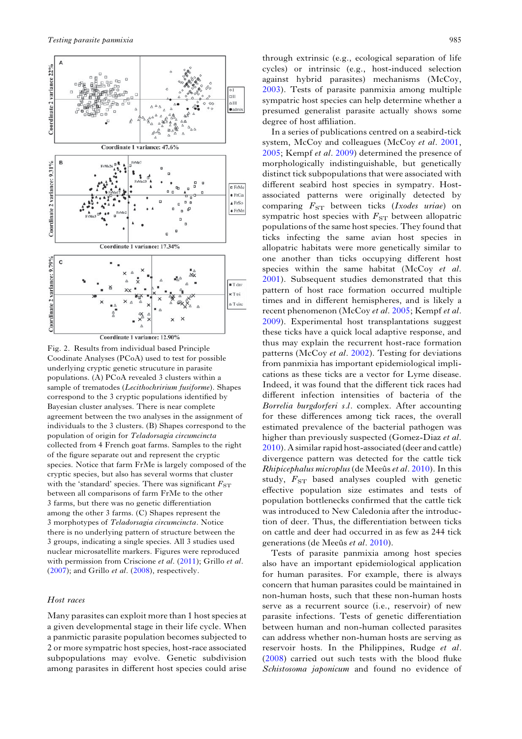Fig. 2. Results from individual based Principle Coodinate Analyses (PCoA) used to test for possible underlying cryptic genetic strucuture in parasite populations. (A) PCoA revealed 3 clusters within a sample of trematodes (*Lecithochririum fusiforme*). Shapes correspond to the 3 cryptic populations identified by Bayesian cluster analyses. There is near complete agreement between the two analyses in the assignment of individuals to the 3 clusters. (B) Shapes correspond to the population of origin for *Teladorsagia circumcincta* collected from 4 French goat farms. Samples to the right of the figure separate out and represent the cryptic species. Notice that farm FrMe is largely composed of the cryptic species, but also has several worms that cluster with the 'standard' species. There was significant $F_{ST}$ between all comparisons of farm FrMe to the other 3 farms, but there was no genetic differentiation among the other 3 farms. (C) Shapes represent the 3 morphotypes of *Teladorsagia circumcincta*. Notice there is no underlying pattern of structure between the 3 groups, indicating a single species. All 3 studies used nuclear microsatellite markers. Figures were reproduced with permission from Criscione *et al*. (2011); Grillo *et al*. (2007); and Grillo *et al*. (2008), respectively.

### Host races

Many parasites can exploit more than 1 host species at a given developmental stage in their life cycle. When a panmictic parasite population becomes subjected to 2 or more sympatric host species, host-race associated subpopulations may evolve. Genetic subdivision among parasites in different host species could arise through extrinsic (e.g., ecological separation of life cycles) or intrinsic (e.g., host-induced selection against hybrid parasites) mechanisms (McCoy, 2003). Tests of parasite panmixia among multiple sympatric host species can help determine whether a presumed generalist parasite actually shows some degree of host affiliation.

In a series of publications centred on a seabird-tick system, McCoy and colleagues (McCoy *et al*. 2001, 2005; Kempf *et al*. 2009) determined the presence of morphologically indistinguishable, but genetically distinct tick subpopulations that were associated with different seabird host species in sympatry. Host-associated patterns were originally detected by comparing $F_{ST}$ between ticks (*Ixodes uriae*) on sympatric host species with $F_{ST}$ between allopatric populations of the same host species. They found that ticks infecting the same avian host species in allopatric habitats were more genetically similar to one another than ticks occupying different host species within the same habitat (McCoy *et al*. 2001). Subsequent studies demonstrated that this pattern of host race formation occurred multiple times and in different hemispheres, and is likely a recent phenomenon (McCoy *et al*. 2005; Kempf *et al*. 2009). Experimental host transplantations suggest these ticks have a quick local adaptive response, and thus may explain the recurrent host-race formation patterns (McCoy *et al*. 2002). Testing for deviations from panmixia has important epidemiological implications as these ticks are a vector for Lyme disease. Indeed, it was found that the different tick races had different infection intensities of bacteria of the *Borrelia burgdorferi s.l.* complex. After accounting for these differences among tick races, the overall estimated prevalence of the bacterial pathogen was higher than previously suspected (Gomez-Diaz *et al*. 2010). A similar rapid host-associated (deer and cattle) divergence pattern was detected for the cattle tick *Rhipicephalus microplus* (de Meeûs *et al*. 2010). In this study, $F_{ST}$ based analyses coupled with genetic effective population size estimates and tests of population bottlenecks confirmed that the cattle tick was introduced to New Caledonia after the introduction of deer. Thus, the differentiation between ticks on cattle and deer had occurred in as few as 244 tick generations (de Meeûs *et al*. 2010).

Tests of parasite panmixia among host species also have an important epidemiological application for human parasites. For example, there is always concern that human parasites could be maintained in non-human hosts, such that these non-human hosts serve as a recurrent source (i.e., reservoir) of new parasite infections. Tests of genetic differentiation between human and non-human collected parasites can address whether non-human hosts are serving as reservoir hosts. In the Philippines, Rudge *et al*. (2008) carried out such tests with the blood fluke *Schistosoma japonicum* and found no evidence of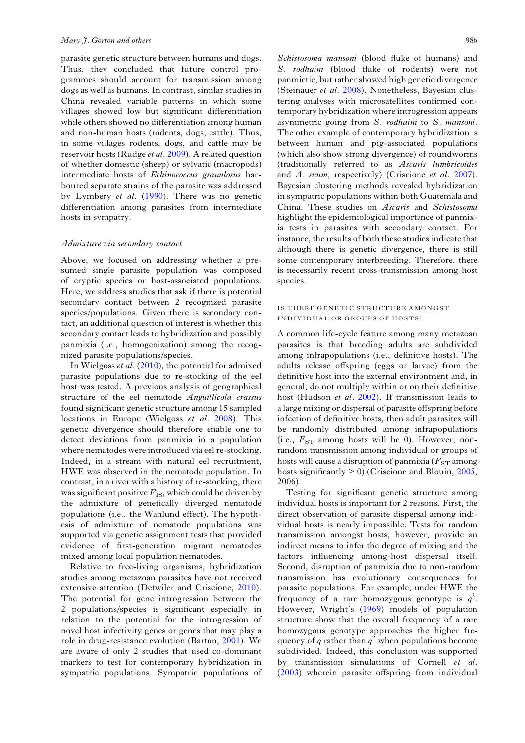parasite genetic structure between humans and dogs. Thus, they concluded that future control programmes should account for transmission among dogs as well as humans. In contrast, similar studies in China revealed variable patterns in which some villages showed low but significant differentiation while others showed no differentiation among human and non-human hosts (rodents, dogs, cattle). Thus, in some villages rodents, dogs, and cattle may be reservoir hosts (Rudge *et al*. 2009). A related question of whether domestic (sheep) or sylvatic (macropods) intermediate hosts of *Echinococcus granulosus* harboured separate strains of the parasite was addressed by Lymbery *et al*. (1990). There was no genetic differentiation among parasites from intermediate hosts in sympatry.

### *Admixture via secondary contact*

Above, we focused on addressing whether a presumed single parasite population was composed of cryptic species or host-associated populations. Here, we address studies that ask if there is potential secondary contact between 2 recognized parasite species/populations. Given there is secondary contact, an additional question of interest is whether this secondary contact leads to hybridization and possibly panmixia (i.e., homogenization) among the recognized parasite populations/species.

In Wielgoss *et al*. (2010), the potential for admixed parasite populations due to re-stocking of the eel host was tested. A previous analysis of geographical structure of the eel nematode *Anguillicola crassus* found significant genetic structure among 15 sampled locations in Europe (Wielgoss *et al*. 2008). This genetic divergence should therefore enable one to detect deviations from panmixia in a population where nematodes were introduced via eel re-stocking. Indeed, in a stream with natural eel recruitment, HWE was observed in the nematode population. In contrast, in a river with a history of re-stocking, there was significant positive $F_{IS}$, which could be driven by the admixture of genetically diverged nematode populations (i.e., the Wahlund effect). The hypothesis of admixture of nematode populations was supported via genetic assignment tests that provided evidence of first-generation migrant nematodes mixed among local population nematodes.

Relative to free-living organisms, hybridization studies among metazoan parasites have not received extensive attention (Detwiler and Criscione, 2010). The potential for gene introgression between the 2 populations/species is significant especially in relation to the potential for the introgression of novel host infectivity genes or genes that may play a role in drug-resistance evolution (Barton, 2001). We are aware of only 2 studies that used co-dominant markers to test for contemporary hybridization in sympatric populations. Sympatric populations of *Schistosoma mansoni* (blood fluke of humans) and *S. rodhaini* (blood fluke of rodents) were not panmictic, but rather showed high genetic divergence (Steinauer *et al*. 2008). Nonetheless, Bayesian clustering analyses with microsatellites confirmed contemporary hybridization where introgression appears asymmetric going from *S. rodhaini* to *S. mansoni*. The other example of contemporary hybridization is between human and pig-associated populations (which also show strong divergence) of roundworms (traditionally referred to as *Ascaris lumbricoides* and *A. suum*, respectively) (Criscione *et al*. 2007). Bayesian clustering methods revealed hybridization in sympatric populations within both Guatemala and China. These studies on *Ascaris* and *Schistosoma* highlight the epidemiological importance of panmixia tests in parasites with secondary contact. For instance, the results of both these studies indicate that although there is genetic divergence, there is still some contemporary interbreeding. Therefore, there is necessarily recent cross-transmission among host species.

## IS THERE GENETIC STRUCTURE AMONGST INDIVIDUAL OR GROUPS OF HOSTS?

A common life-cycle feature among many metazoan parasites is that breeding adults are subdivided among infrapopulations (i.e., definitive hosts). The adults release offspring (eggs or larvae) from the definitive host into the external environment and, in general, do not multiply within or on their definitive host (Hudson *et al*. 2002). If transmission leads to a large mixing or dispersal of parasite offspring before infection of definitive hosts, then adult parasites will be randomly distributed among infrapopulations (i.e., $F_{ST}$ among hosts will be 0). However, non-random transmission among individual or groups of hosts will cause a disruption of panmixia ($F_{ST}$ among hosts significantly > 0) (Criscione and Blouin, 2005, 2006).

Testing for significant genetic structure among individual hosts is important for 2 reasons. First, the direct observation of parasite dispersal among individual hosts is nearly impossible. Tests for random transmission amongst hosts, however, provide an indirect means to infer the degree of mixing and the factors influencing among-host dispersal itself. Second, disruption of panmixia due to non-random transmission has evolutionary consequences for parasite populations. For example, under HWE the frequency of a rare homozygous genotype is $q^2$. However, Wright's (1969) models of population structure show that the overall frequency of a rare homozygous genotype approaches the higher frequency of $q$ rather than $q^2$ when populations become subdivided. Indeed, this conclusion was supported by transmission simulations of Cornell *et al*. (2003) wherein parasite offspring from individual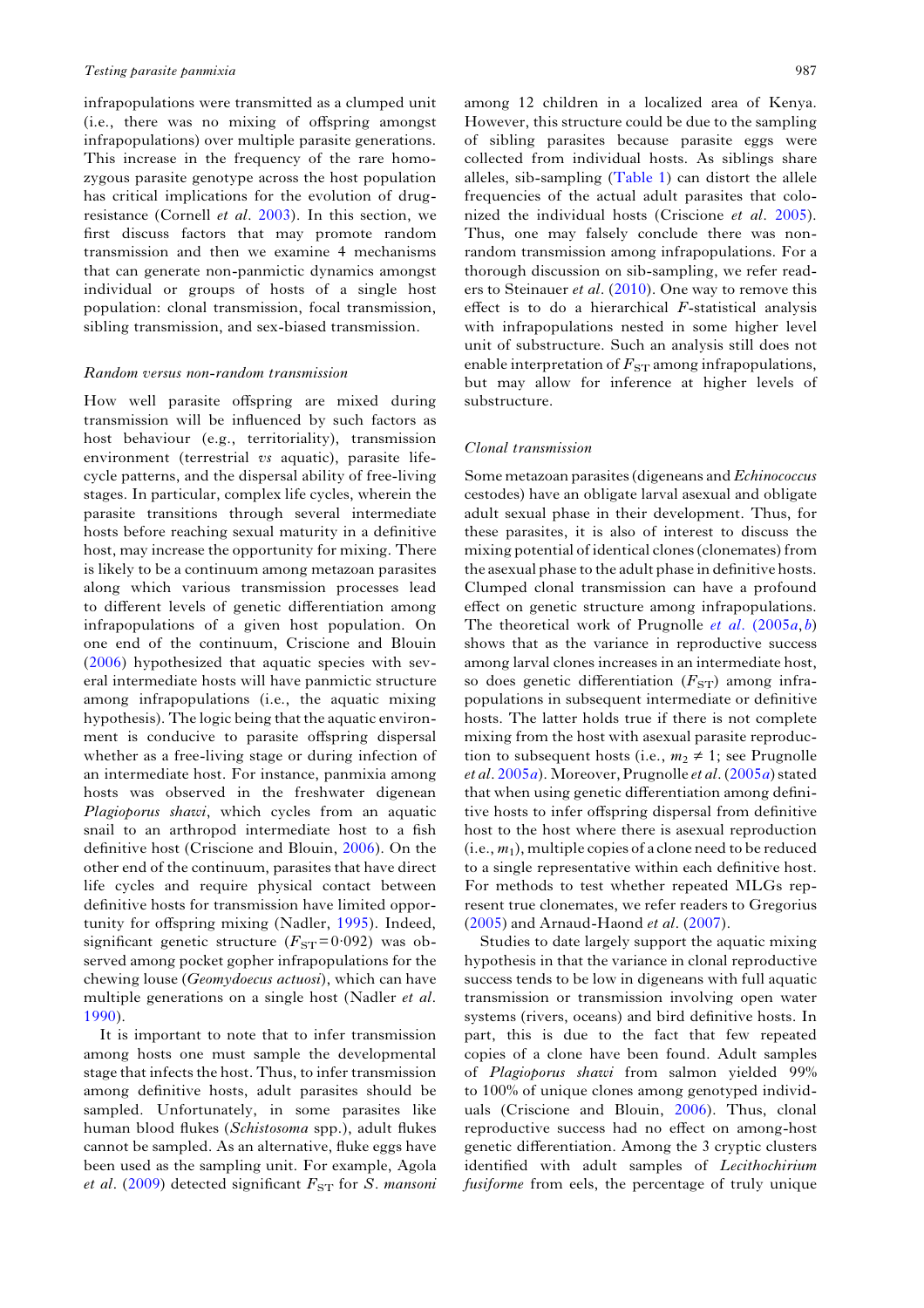infrapopulations were transmitted as a clumped unit (i.e., there was no mixing of offspring amongst infrapopulations) over multiple parasite generations. This increase in the frequency of the rare homozygous parasite genotype across the host population has critical implications for the evolution of drug-resistance (Cornell *et al.* 2003). In this section, we first discuss factors that may promote random transmission and then we examine 4 mechanisms that can generate non-panmictic dynamics amongst individual or groups of hosts of a single host population: clonal transmission, focal transmission, sibling transmission, and sex-biased transmission.

### *Random versus non-random transmission*

How well parasite offspring are mixed during transmission will be influenced by such factors as host behaviour (e.g., territoriality), transmission environment (terrestrial *vs* aquatic), parasite life-cycle patterns, and the dispersal ability of free-living stages. In particular, complex life cycles, wherein the parasite transitions through several intermediate hosts before reaching sexual maturity in a definitive host, may increase the opportunity for mixing. There is likely to be a continuum among metazoan parasites along which various transmission processes lead to different levels of genetic differentiation among infrapopulations of a given host population. On one end of the continuum, Criscione and Blouin (2006) hypothesized that aquatic species with several intermediate hosts will have panmictic structure among infrapopulations (i.e., the aquatic mixing hypothesis). The logic being that the aquatic environment is conducive to parasite offspring dispersal whether as a free-living stage or during infection of an intermediate host. For instance, panmixia among hosts was observed in the freshwater digenean *Plagioporus shawi*, which cycles from an aquatic snail to an arthropod intermediate host to a fish definitive host (Criscione and Blouin, 2006). On the other end of the continuum, parasites that have direct life cycles and require physical contact between definitive hosts for transmission have limited opportunity for offspring mixing (Nadler, 1995). Indeed, significant genetic structure ($F_{ST} = 0{\cdot}092$) was observed among pocket gopher infrapopulations for the chewing louse (*Geomydoecus actuosi*), which can have multiple generations on a single host (Nadler *et al.* 1990).

It is important to note that to infer transmission among hosts one must sample the developmental stage that infects the host. Thus, to infer transmission among definitive hosts, adult parasites should be sampled. Unfortunately, in some parasites like human blood flukes (*Schistosoma* spp.), adult flukes cannot be sampled. As an alternative, fluke eggs have been used as the sampling unit. For example, Agola *et al.* (2009) detected significant $F_{ST}$ for *S. mansoni* among 12 children in a localized area of Kenya. However, this structure could be due to the sampling of sibling parasites because parasite eggs were collected from individual hosts. As siblings share alleles, sib-sampling (Table 1) can distort the allele frequencies of the actual adult parasites that colonized the individual hosts (Criscione *et al.* 2005). Thus, one may falsely conclude there was non-random transmission among infrapopulations. For a thorough discussion on sib-sampling, we refer readers to Steinauer *et al.* (2010). One way to remove this effect is to do a hierarchical *F*-statistical analysis with infrapopulations nested in some higher level unit of substructure. Such an analysis still does not enable interpretation of $F_{ST}$ among infrapopulations, but may allow for inference at higher levels of substructure.

### *Clonal transmission*

Some metazoan parasites (digeneans and *Echinococcus* cestodes) have an obligate larval asexual and obligate adult sexual phase in their development. Thus, for these parasites, it is also of interest to discuss the mixing potential of identical clones (clonemates) from the asexual phase to the adult phase in definitive hosts. Clumped clonal transmission can have a profound effect on genetic structure among infrapopulations. The theoretical work of Prugnolle *et al.* (2005*a*, *b*) shows that as the variance in reproductive success among larval clones increases in an intermediate host, so does genetic differentiation ($F_{ST}$) among infrapopulations in subsequent intermediate or definitive hosts. The latter holds true if there is not complete mixing from the host with asexual parasite reproduction to subsequent hosts (i.e., $m_2 \neq 1$; see Prugnolle *et al.* 2005*a*). Moreover, Prugnolle *et al.* (2005*a*) stated that when using genetic differentiation among definitive hosts to infer offspring dispersal from definitive host to the host where there is asexual reproduction (i.e., $m_1$), multiple copies of a clone need to be reduced to a single representative within each definitive host. For methods to test whether repeated MLGs represent true clonemates, we refer readers to Gregorius (2005) and Arnaud-Haond *et al.* (2007).

Studies to date largely support the aquatic mixing hypothesis in that the variance in clonal reproductive success tends to be low in digeneans with full aquatic transmission or transmission involving open water systems (rivers, oceans) and bird definitive hosts. In part, this is due to the fact that few repeated copies of a clone have been found. Adult samples of *Plagioporus shawi* from salmon yielded 99% to 100% of unique clones among genotyped individuals (Criscione and Blouin, 2006). Thus, clonal reproductive success had no effect on among-host genetic differentiation. Among the 3 cryptic clusters identified with adult samples of *Lecithochirium fusiforme* from eels, the percentage of truly unique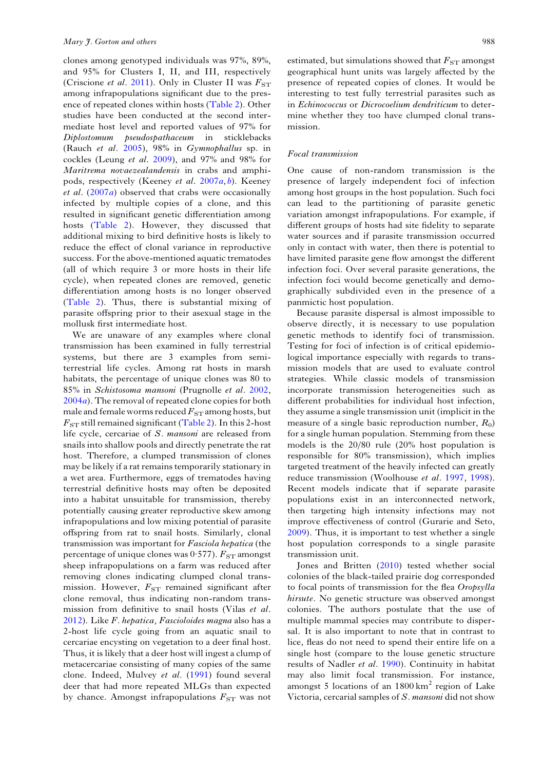clones among genotyped individuals was 97%, 89%, and 95% for Clusters I, II, and III, respectively (Criscione *et al*. 2011). Only in Cluster II was $F_{ST}$ among infrapopulations significant due to the presence of repeated clones within hosts (Table 2). Other studies have been conducted at the second intermediate host level and reported values of 97% for *Diplostomum pseudospathaceum* in sticklebacks (Rauch *et al*. 2005), 98% in *Gymnophallus* sp. in cockles (Leung *et al*. 2009), and 97% and 98% for *Maritrema novaezealandensis* in crabs and amphipods, respectively (Keeney *et al*. 2007*a*, *b*). Keeney *et al*. (2007*a*) observed that crabs were occasionally infected by multiple copies of a clone, and this resulted in significant genetic differentiation among hosts (Table 2). However, they discussed that additional mixing to bird definitive hosts is likely to reduce the effect of clonal variance in reproductive success. For the above-mentioned aquatic trematodes (all of which require 3 or more hosts in their life cycle), when repeated clones are removed, genetic differentiation among hosts is no longer observed (Table 2). Thus, there is substantial mixing of parasite offspring prior to their asexual stage in the mollusk first intermediate host.

We are unaware of any examples where clonal transmission has been examined in fully terrestrial systems, but there are 3 examples from semi-terrestrial life cycles. Among rat hosts in marsh habitats, the percentage of unique clones was 80 to 85% in *Schistosoma mansoni* (Prugnolle *et al*. 2002, 2004*a*). The removal of repeated clone copies for both male and female worms reduced $F_{ST}$ among hosts, but $F_{ST}$ still remained significant (Table 2). In this 2-host life cycle, cercariae of *S. mansoni* are released from snails into shallow pools and directly penetrate the rat host. Therefore, a clumped transmission of clones may be likely if a rat remains temporarily stationary in a wet area. Furthermore, eggs of trematodes having terrestrial definitive hosts may often be deposited into a habitat unsuitable for transmission, thereby potentially causing greater reproductive skew among infrapopulations and low mixing potential of parasite offspring from rat to snail hosts. Similarly, clonal transmission was important for *Fasciola hepatica* (the percentage of unique clones was 0·577). $F_{ST}$ amongst sheep infrapopulations on a farm was reduced after removing clones indicating clumped clonal transmission. However, $F_{ST}$ remained significant after clone removal, thus indicating non-random transmission from definitive to snail hosts (Vilas *et al*. 2012). Like *F. hepatica, Fascioloides magna* also has a 2-host life cycle going from an aquatic snail to cercariae encysting on vegetation to a deer final host. Thus, it is likely that a deer host will ingest a clump of metacercariae consisting of many copies of the same clone. Indeed, Mulvey *et al*. (1991) found several deer that had more repeated MLGs than expected by chance. Amongst infrapopulations $F_{ST}$ was not estimated, but simulations showed that $F_{ST}$ amongst geographical hunt units was largely affected by the presence of repeated copies of clones. It would be interesting to test fully terrestrial parasites such as in *Echinococcus* or *Dicrocoelium dendriticum* to determine whether they too have clumped clonal transmission.

### Focal transmission

One cause of non-random transmission is the presence of largely independent foci of infection among host groups in the host population. Such foci can lead to the partitioning of parasite genetic variation amongst infrapopulations. For example, if different groups of hosts had site fidelity to separate water sources and if parasite transmission occurred only in contact with water, then there is potential to have limited parasite gene flow amongst the different infection foci. Over several parasite generations, the infection foci would become genetically and demographically subdivided even in the presence of a panmictic host population.

Because parasite dispersal is almost impossible to observe directly, it is necessary to use population genetic methods to identify foci of transmission. Testing for foci of infection is of critical epidemiological importance especially with regards to transmission models that are used to evaluate control strategies. While classic models of transmission incorporate transmission heterogeneities such as different probabilities for individual host infection, they assume a single transmission unit (implicit in the measure of a single basic reproduction number, $R_0$) for a single human population. Stemming from these models is the 20/80 rule (20% host population is responsible for 80% transmission), which implies targeted treatment of the heavily infected can greatly reduce transmission (Woolhouse *et al*. 1997, 1998). Recent models indicate that if separate parasite populations exist in an interconnected network, then targeting high intensity infections may not improve effectiveness of control (Gurarie and Seto, 2009). Thus, it is important to test whether a single host population corresponds to a single parasite transmission unit.

Jones and Britten (2010) tested whether social colonies of the black-tailed prairie dog corresponded to focal points of transmission for the flea *Oropsylla hirsute*. No genetic structure was observed amongst colonies. The authors postulate that the use of multiple mammal species may contribute to dispersal. It is also important to note that in contrast to lice, fleas do not need to spend their entire life on a single host (compare to the louse genetic structure results of Nadler *et al*. 1990). Continuity in habitat may also limit focal transmission. For instance, amongst 5 locations of an 1800 km$^2$ region of Lake Victoria, cercarial samples of *S. mansoni* did not show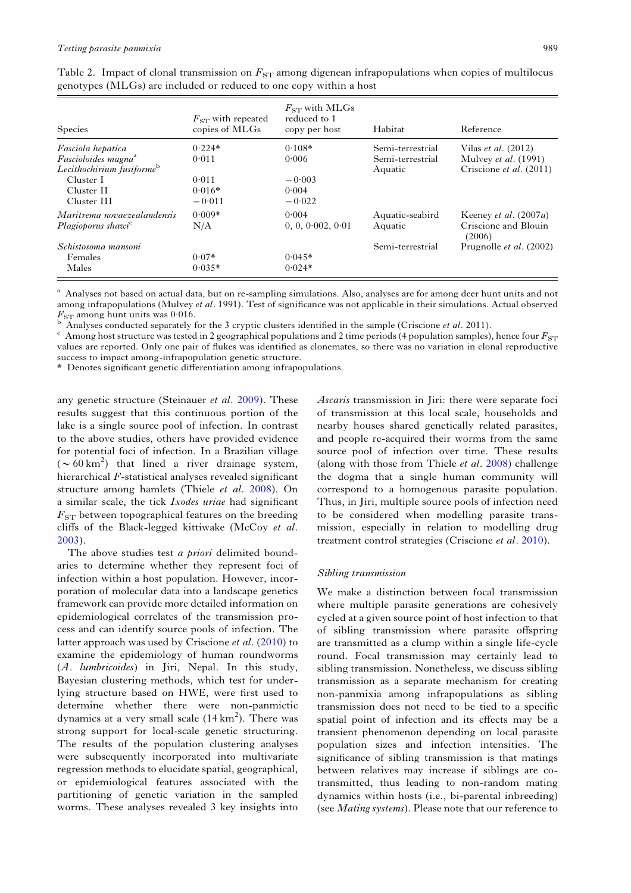Table 2. Impact of clonal transmission on $F_{ST}$ among digenean infrapopulations when copies of multilocus genotypes (MLGs) are included or reduced to one copy within a host

| Species | $F_{ST}$ with repeated copies of MLGs | $F_{ST}$ with MLGs reduced to 1 copy per host | Habitat | Reference |
|---|---|---|---|---|
| *Fasciola hepatica* | 0·224* | 0·108* | Semi-terrestrial | Vilas *et al.* (2012) |
| *Fascioloides magna*[a] | 0·011 | 0·006 | Semi-terrestrial | Mulvey *et al.* (1991) |
| *Lecithochirium fusiforme*[b] | | | Aquatic | Criscione *et al.* (2011) |
| Cluster I | 0·011 | −0·003 | | |
| Cluster II | 0·016* | 0·004 | | |
| Cluster III | −0·011 | −0·022 | | |
| *Maritrema novaezealandensis* | 0·009* | 0·004 | Aquatic-seabird | Keeney *et al.* (2007*a*) |
| *Plagioporus shawi*[c] | N/A | 0, 0, 0·002, 0·01 | Aquatic | Criscione and Blouin (2006) |
| *Schistosoma mansoni* | | | Semi-terrestrial | Prugnolle *et al.* (2002) |
| Females | 0·07* | 0·045* | | |
| Males | 0·035* | 0·024* | | |

[a] Analyses not based on actual data, but on re-sampling simulations. Also, analyses are for among deer hunt units and not among infrapopulations (Mulvey *et al.* 1991). Test of significance was not applicable in their simulations. Actual observed $F_{ST}$ among hunt units was 0·016.

[b] Analyses conducted separately for the 3 cryptic clusters identified in the sample (Criscione *et al.* 2011).

[c] Among host structure was tested in 2 geographical populations and 2 time periods (4 population samples), hence four $F_{ST}$ values are reported. Only one pair of flukes was identified as clonemates, so there was no variation in clonal reproductive success to impact among-infrapopulation genetic structure.

\* Denotes significant genetic differentiation among infrapopulations.

any genetic structure (Steinauer *et al.* 2009). These results suggest that this continuous portion of the lake is a single source pool of infection. In contrast to the above studies, others have provided evidence for potential foci of infection. In a Brazilian village ($\sim 60\,km^2$) that lined a river drainage system, hierarchical *F*-statistical analyses revealed significant structure among hamlets (Thiele *et al.* 2008). On a similar scale, the tick *Ixodes uriae* had significant $F_{ST}$ between topographical features on the breeding cliffs of the Black-legged kittiwake (McCoy *et al.* 2003).

The above studies test *a priori* delimited boundaries to determine whether they represent foci of infection within a host population. However, incorporation of molecular data into a landscape genetics framework can provide more detailed information on epidemiological correlates of the transmission process and can identify source pools of infection. The latter approach was used by Criscione *et al.* (2010) to examine the epidemiology of human roundworms (*A. lumbricoides*) in Jiri, Nepal. In this study, Bayesian clustering methods, which test for underlying structure based on HWE, were first used to determine whether there were non-panmictic dynamics at a very small scale ($14\,km^2$). There was strong support for local-scale genetic structuring. The results of the population clustering analyses were subsequently incorporated into multivariate regression methods to elucidate spatial, geographical, or epidemiological features associated with the partitioning of genetic variation in the sampled worms. These analyses revealed 3 key insights into *Ascaris* transmission in Jiri: there were separate foci of transmission at this local scale, households and nearby houses shared genetically related parasites, and people re-acquired their worms from the same source pool of infection over time. These results (along with those from Thiele *et al.* 2008) challenge the dogma that a single human community will correspond to a homogenous parasite population. Thus, in Jiri, multiple source pools of infection need to be considered when modelling parasite transmission, especially in relation to modelling drug treatment control strategies (Criscione *et al.* 2010).

### *Sibling transmission*

We make a distinction between focal transmission where multiple parasite generations are cohesively cycled at a given source point of host infection to that of sibling transmission where parasite offspring are transmitted as a clump within a single life-cycle round. Focal transmission may certainly lead to sibling transmission. Nonetheless, we discuss sibling transmission as a separate mechanism for creating non-panmixia among infrapopulations as sibling transmission does not need to be tied to a specific spatial point of infection and its effects may be a transient phenomenon depending on local parasite population sizes and infection intensities. The significance of sibling transmission is that matings between relatives may increase if siblings are co-transmitted, thus leading to non-random mating dynamics within hosts (i.e., bi-parental inbreeding) (see *Mating systems*). Please note that our reference to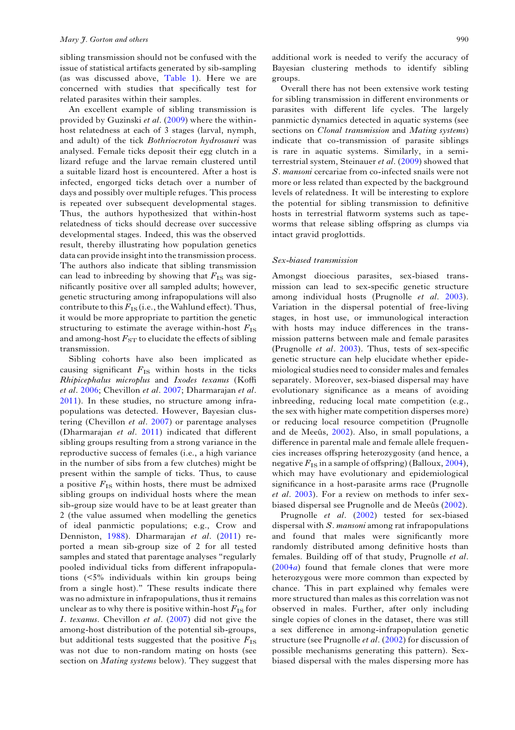sibling transmission should not be confused with the issue of statistical artifacts generated by sib-sampling (as was discussed above, Table 1). Here we are concerned with studies that specifically test for related parasites within their samples.

An excellent example of sibling transmission is provided by Guzinski *et al.* (2009) where the within-host relatedness at each of 3 stages (larval, nymph, and adult) of the tick *Bothriocroton hydrosauri* was analysed. Female ticks deposit their egg clutch in a lizard refuge and the larvae remain clustered until a suitable lizard host is encountered. After a host is infected, engorged ticks detach over a number of days and possibly over multiple refuges. This process is repeated over subsequent developmental stages. Thus, the authors hypothesized that within-host relatedness of ticks should decrease over successive developmental stages. Indeed, this was the observed result, thereby illustrating how population genetics data can provide insight into the transmission process. The authors also indicate that sibling transmission can lead to inbreeding by showing that $F_{IS}$ was significantly positive over all sampled adults; however, genetic structuring among infrapopulations will also contribute to this $F_{IS}$ (i.e., the Wahlund effect). Thus, it would be more appropriate to partition the genetic structuring to estimate the average within-host $F_{IS}$ and among-host $F_{ST}$ to elucidate the effects of sibling transmission.

Sibling cohorts have also been implicated as causing significant $F_{IS}$ within hosts in the ticks *Rhipicephalus microplus* and *Ixodes texanus* (Koffi *et al.* 2006; Chevillon *et al.* 2007; Dharmarajan *et al.* 2011). In these studies, no structure among infrapopulations was detected. However, Bayesian clustering (Chevillon *et al.* 2007) or parentage analyses (Dharmarajan *et al.* 2011) indicated that different sibling groups resulting from a strong variance in the reproductive success of females (i.e., a high variance in the number of sibs from a few clutches) might be present within the sample of ticks. Thus, to cause a positive $F_{IS}$ within hosts, there must be admixed sibling groups on individual hosts where the mean sib-group size would have to be at least greater than 2 (the value assumed when modelling the genetics of ideal panmictic populations; e.g., Crow and Denniston, 1988). Dharmarajan *et al.* (2011) reported a mean sib-group size of 2 for all tested samples and stated that parentage analyses "regularly pooled individual ticks from different infrapopulations (<5% individuals within kin groups being from a single host)." These results indicate there was no admixture in infrapopulations, thus it remains unclear as to why there is positive within-host $F_{IS}$ for *I. texanus*. Chevillon *et al.* (2007) did not give the among-host distribution of the potential sib-groups, but additional tests suggested that the positive $F_{IS}$ was not due to non-random mating on hosts (see section on *Mating systems* below). They suggest that additional work is needed to verify the accuracy of Bayesian clustering methods to identify sibling groups.

Overall there has not been extensive work testing for sibling transmission in different environments or parasites with different life cycles. The largely panmictic dynamics detected in aquatic systems (see sections on *Clonal transmission* and *Mating systems*) indicate that co-transmission of parasite siblings is rare in aquatic systems. Similarly, in a semi-terrestrial system, Steinauer *et al.* (2009) showed that *S. mansoni* cercariae from co-infected snails were not more or less related than expected by the background levels of relatedness. It will be interesting to explore the potential for sibling transmission to definitive hosts in terrestrial flatworm systems such as tapeworms that release sibling offspring as clumps via intact gravid proglottids.

### *Sex-biased transmission*

Amongst dioecious parasites, sex-biased transmission can lead to sex-specific genetic structure among individual hosts (Prugnolle *et al.* 2003). Variation in the dispersal potential of free-living stages, in host use, or immunological interaction with hosts may induce differences in the transmission patterns between male and female parasites (Prugnolle *et al.* 2003). Thus, tests of sex-specific genetic structure can help elucidate whether epidemiological studies need to consider males and females separately. Moreover, sex-biased dispersal may have evolutionary significance as a means of avoiding inbreeding, reducing local mate competition (e.g., the sex with higher mate competition disperses more) or reducing local resource competition (Prugnolle and de Meeûs, 2002). Also, in small populations, a difference in parental male and female allele frequencies increases offspring heterozygosity (and hence, a negative $F_{IS}$ in a sample of offspring) (Balloux, 2004), which may have evolutionary and epidemiological significance in a host-parasite arms race (Prugnolle *et al.* 2003). For a review on methods to infer sex-biased dispersal see Prugnolle and de Meeûs (2002).

Prugnolle *et al.* (2002) tested for sex-biased dispersal with *S. mansoni* among rat infrapopulations and found that males were significantly more randomly distributed among definitive hosts than females. Building off of that study, Prugnolle *et al.* (2004*a*) found that female clones that were more heterozygous were more common than expected by chance. This in part explained why females were more structured than males as this correlation was not observed in males. Further, after only including single copies of clones in the dataset, there was still a sex difference in among-infrapopulation genetic structure (see Prugnolle *et al.* (2002) for discussion of possible mechanisms generating this pattern). Sex-biased dispersal with the males dispersing more has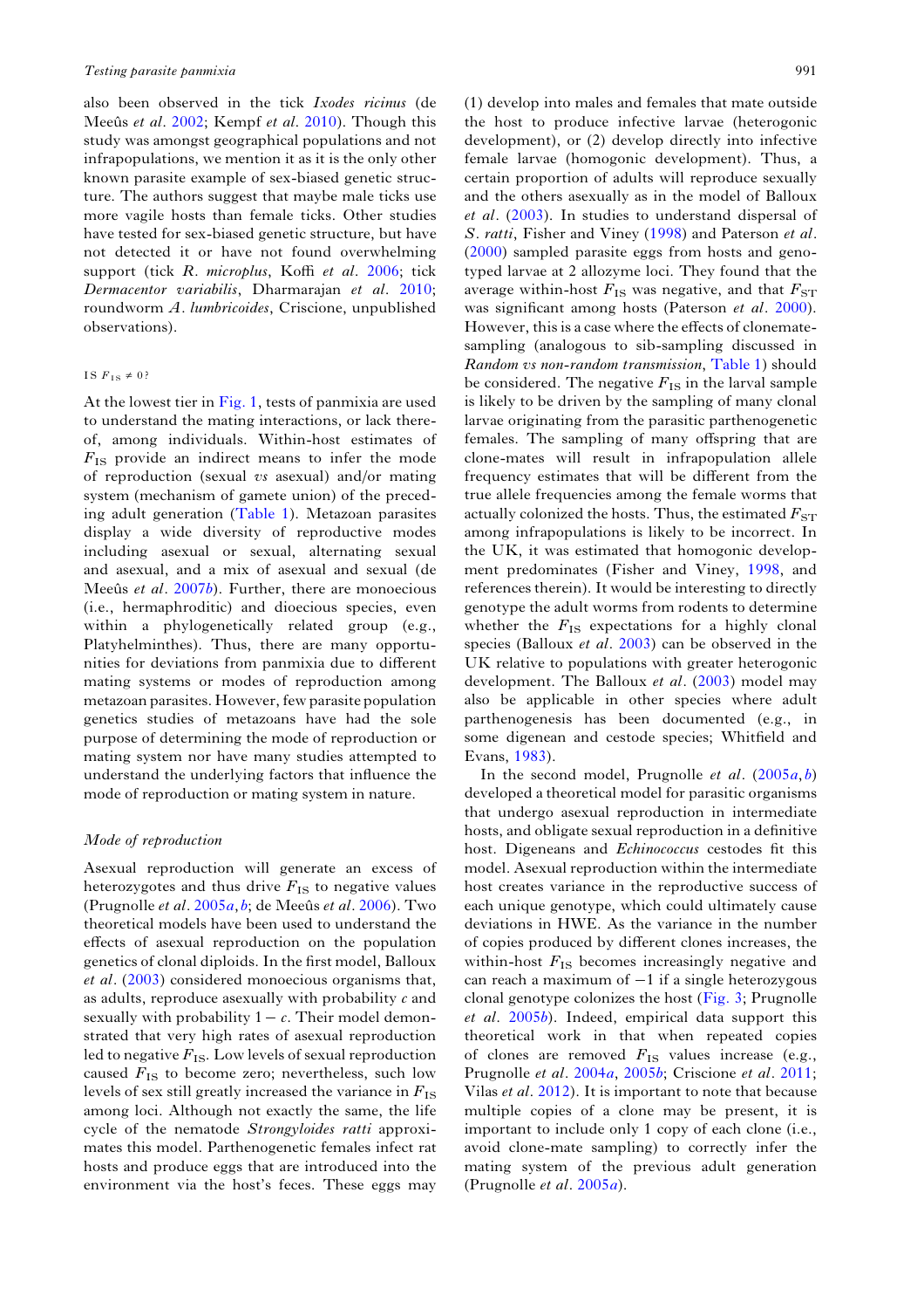also been observed in the tick *Ixodes ricinus* (de Meeûs *et al*. 2002; Kempf *et al*. 2010). Though this study was amongst geographical populations and not infrapopulations, we mention it as it is the only other known parasite example of sex-biased genetic structure. The authors suggest that maybe male ticks use more vagile hosts than female ticks. Other studies have tested for sex-biased genetic structure, but have not detected it or have not found overwhelming support (tick *R. microplus*, Koffi *et al*. 2006; tick *Dermacentor variabilis*, Dharmarajan *et al*. 2010; roundworm *A. lumbricoides*, Criscione, unpublished observations).

### IS $F_{IS} \neq 0$?

At the lowest tier in Fig. 1, tests of panmixia are used to understand the mating interactions, or lack thereof, among individuals. Within-host estimates of $F_{IS}$ provide an indirect means to infer the mode of reproduction (sexual *vs* asexual) and/or mating system (mechanism of gamete union) of the preceding adult generation (Table 1). Metazoan parasites display a wide diversity of reproductive modes including asexual or sexual, alternating sexual and asexual, and a mix of asexual and sexual (de Meeûs *et al*. 2007*b*). Further, there are monoecious (i.e., hermaphroditic) and dioecious species, even within a phylogenetically related group (e.g., Platyhelminthes). Thus, there are many opportunities for deviations from panmixia due to different mating systems or modes of reproduction among metazoan parasites. However, few parasite population genetics studies of metazoans have had the sole purpose of determining the mode of reproduction or mating system nor have many studies attempted to understand the underlying factors that influence the mode of reproduction or mating system in nature.

### *Mode of reproduction*

Asexual reproduction will generate an excess of heterozygotes and thus drive $F_{IS}$ to negative values (Prugnolle *et al*. 2005*a*, *b*; de Meeûs *et al*. 2006). Two theoretical models have been used to understand the effects of asexual reproduction on the population genetics of clonal diploids. In the first model, Balloux *et al*. (2003) considered monoecious organisms that, as adults, reproduce asexually with probability $c$ and sexually with probability $1-c$. Their model demonstrated that very high rates of asexual reproduction led to negative $F_{IS}$. Low levels of sexual reproduction caused $F_{IS}$ to become zero; nevertheless, such low levels of sex still greatly increased the variance in $F_{IS}$ among loci. Although not exactly the same, the life cycle of the nematode *Strongyloides ratti* approximates this model. Parthenogenetic females infect rat hosts and produce eggs that are introduced into the environment via the host's feces. These eggs may (1) develop into males and females that mate outside the host to produce infective larvae (heterogonic development), or (2) develop directly into infective female larvae (homogonic development). Thus, a certain proportion of adults will reproduce sexually and the others asexually as in the model of Balloux *et al*. (2003). In studies to understand dispersal of *S. ratti*, Fisher and Viney (1998) and Paterson *et al*. (2000) sampled parasite eggs from hosts and genotyped larvae at 2 allozyme loci. They found that the average within-host $F_{IS}$ was negative, and that $F_{ST}$ was significant among hosts (Paterson *et al*. 2000). However, this is a case where the effects of clonemate-sampling (analogous to sib-sampling discussed in *Random vs non-random transmission*, Table 1) should be considered. The negative $F_{IS}$ in the larval sample is likely to be driven by the sampling of many clonal larvae originating from the parasitic parthenogenetic females. The sampling of many offspring that are clone-mates will result in infrapopulation allele frequency estimates that will be different from the true allele frequencies among the female worms that actually colonized the hosts. Thus, the estimated $F_{ST}$ among infrapopulations is likely to be incorrect. In the UK, it was estimated that homogonic development predominates (Fisher and Viney, 1998, and references therein). It would be interesting to directly genotype the adult worms from rodents to determine whether the $F_{IS}$ expectations for a highly clonal species (Balloux *et al*. 2003) can be observed in the UK relative to populations with greater heterogonic development. The Balloux *et al*. (2003) model may also be applicable in other species where adult parthenogenesis has been documented (e.g., in some digenean and cestode species; Whitfield and Evans, 1983).

In the second model, Prugnolle *et al*. (2005*a*, *b*) developed a theoretical model for parasitic organisms that undergo asexual reproduction in intermediate hosts, and obligate sexual reproduction in a definitive host. Digeneans and *Echinococcus* cestodes fit this model. Asexual reproduction within the intermediate host creates variance in the reproductive success of each unique genotype, which could ultimately cause deviations in HWE. As the variance in the number of copies produced by different clones increases, the within-host $F_{IS}$ becomes increasingly negative and can reach a maximum of $-1$ if a single heterozygous clonal genotype colonizes the host (Fig. 3; Prugnolle *et al*. 2005*b*). Indeed, empirical data support this theoretical work in that when repeated copies of clones are removed $F_{IS}$ values increase (e.g., Prugnolle *et al*. 2004*a*, 2005*b*; Criscione *et al*. 2011; Vilas *et al*. 2012). It is important to note that because multiple copies of a clone may be present, it is important to include only 1 copy of each clone (i.e., avoid clone-mate sampling) to correctly infer the mating system of the previous adult generation (Prugnolle *et al*. 2005*a*).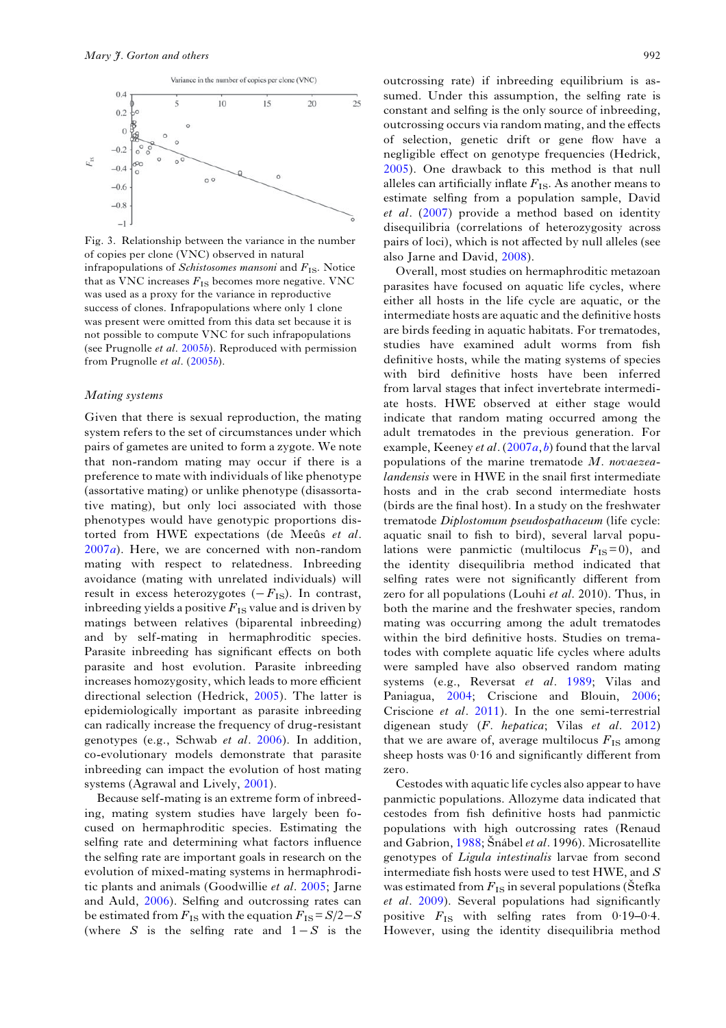Fig. 3. Relationship between the variance in the number of copies per clone (VNC) observed in natural infrapopulations of *Schistosomes mansoni* and $F_{IS}$. Notice that as VNC increases $F_{IS}$ becomes more negative. VNC was used as a proxy for the variance in reproductive success of clones. Infrapopulations where only 1 clone was present were omitted from this data set because it is not possible to compute VNC for such infrapopulations (see Prugnolle *et al.* 2005*b*). Reproduced with permission from Prugnolle *et al.* (2005*b*).

### Mating systems

Given that there is sexual reproduction, the mating system refers to the set of circumstances under which pairs of gametes are united to form a zygote. We note that non-random mating may occur if there is a preference to mate with individuals of like phenotype (assortative mating) or unlike phenotype (disassortative mating), but only loci associated with those phenotypes would have genotypic proportions distorted from HWE expectations (de Meeûs *et al.* 2007*a*). Here, we are concerned with non-random mating with respect to relatedness. Inbreeding avoidance (mating with unrelated individuals) will result in excess heterozygotes ($-F_{IS}$). In contrast, inbreeding yields a positive $F_{IS}$ value and is driven by matings between relatives (biparental inbreeding) and by self-mating in hermaphroditic species. Parasite inbreeding has significant effects on both parasite and host evolution. Parasite inbreeding increases homozygosity, which leads to more efficient directional selection (Hedrick, 2005). The latter is epidemiologically important as parasite inbreeding can radically increase the frequency of drug-resistant genotypes (e.g., Schwab *et al.* 2006). In addition, co-evolutionary models demonstrate that parasite inbreeding can impact the evolution of host mating systems (Agrawal and Lively, 2001).

Because self-mating is an extreme form of inbreeding, mating system studies have largely been focused on hermaphroditic species. Estimating the selfing rate and determining what factors influence the selfing rate are important goals in research on the evolution of mixed-mating systems in hermaphroditic plants and animals (Goodwillie *et al.* 2005; Jarne and Auld, 2006). Selfing and outcrossing rates can be estimated from $F_{IS}$ with the equation $F_{IS} = S/2 - S$ (where $S$ is the selfing rate and $1 - S$ is the outcrossing rate) if inbreeding equilibrium is assumed. Under this assumption, the selfing rate is constant and selfing is the only source of inbreeding, outcrossing occurs via random mating, and the effects of selection, genetic drift or gene flow have a negligible effect on genotype frequencies (Hedrick, 2005). One drawback to this method is that null alleles can artificially inflate $F_{IS}$. As another means to estimate selfing from a population sample, David *et al.* (2007) provide a method based on identity disequilibria (correlations of heterozygosity across pairs of loci), which is not affected by null alleles (see also Jarne and David, 2008).

Overall, most studies on hermaphroditic metazoan parasites have focused on aquatic life cycles, where either all hosts in the life cycle are aquatic, or the intermediate hosts are aquatic and the definitive hosts are birds feeding in aquatic habitats. For trematodes, studies have examined adult worms from fish definitive hosts, while the mating systems of species with bird definitive hosts have been inferred from larval stages that infect invertebrate intermediate hosts. HWE observed at either stage would indicate that random mating occurred among the adult trematodes in the previous generation. For example, Keeney *et al.* (2007*a*, *b*) found that the larval populations of the marine trematode *M. novaezealandensis* were in HWE in the snail first intermediate hosts and in the crab second intermediate hosts (birds are the final host). In a study on the freshwater trematode *Diplostomum pseudospathaceum* (life cycle: aquatic snail to fish to bird), several larval populations were panmictic (multilocus $F_{IS} = 0$), and the identity disequilibria method indicated that selfing rates were not significantly different from zero for all populations (Louhi *et al.* 2010). Thus, in both the marine and the freshwater species, random mating was occurring among the adult trematodes within the bird definitive hosts. Studies on trematodes with complete aquatic life cycles where adults were sampled have also observed random mating systems (e.g., Reversat *et al.* 1989; Vilas and Paniagua, 2004; Criscione and Blouin, 2006; Criscione *et al.* 2011). In the one semi-terrestrial digenean study (*F. hepatica*; Vilas *et al.* 2012) that we are aware of, average multilocus $F_{IS}$ among sheep hosts was 0·16 and significantly different from zero.

Cestodes with aquatic life cycles also appear to have panmictic populations. Allozyme data indicated that cestodes from fish definitive hosts had panmictic populations with high outcrossing rates (Renaud and Gabrion, 1988; Šnábel *et al.* 1996). Microsatellite genotypes of *Ligula intestinalis* larvae from second intermediate fish hosts were used to test HWE, and $S$ was estimated from $F_{IS}$ in several populations (Štefka *et al.* 2009). Several populations had significantly positive $F_{IS}$ with selfing rates from 0·19–0·4. However, using the identity disequilibria method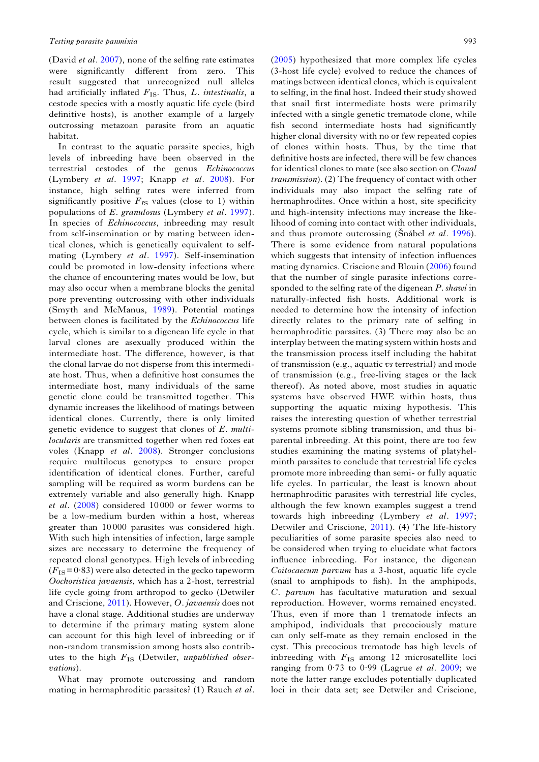(David *et al*. 2007), none of the selfing rate estimates were significantly different from zero. This result suggested that unrecognized null alleles had artificially inflated $F_{IS}$. Thus, *L. intestinalis*, a cestode species with a mostly aquatic life cycle (bird definitive hosts), is another example of a largely outcrossing metazoan parasite from an aquatic habitat.

In contrast to the aquatic parasite species, high levels of inbreeding have been observed in the terrestrial cestodes of the genus *Echinococcus* (Lymbery *et al*. 1997; Knapp *et al*. 2008). For instance, high selfing rates were inferred from significantly positive $F_{IS}$ values (close to 1) within populations of *E. granulosus* (Lymbery *et al*. 1997). In species of *Echinococcus*, inbreeding may result from self-insemination or by mating between identical clones, which is genetically equivalent to self-mating (Lymbery *et al*. 1997). Self-insemination could be promoted in low-density infections where the chance of encountering mates would be low, but may also occur when a membrane blocks the genital pore preventing outcrossing with other individuals (Smyth and McManus, 1989). Potential matings between clones is facilitated by the *Echinococcus* life cycle, which is similar to a digenean life cycle in that larval clones are asexually produced within the intermediate host. The difference, however, is that the clonal larvae do not disperse from this intermediate host. Thus, when a definitive host consumes the intermediate host, many individuals of the same genetic clone could be transmitted together. This dynamic increases the likelihood of matings between identical clones. Currently, there is only limited genetic evidence to suggest that clones of *E. multilocularis* are transmitted together when red foxes eat voles (Knapp *et al*. 2008). Stronger conclusions require multilocus genotypes to ensure proper identification of identical clones. Further, careful sampling will be required as worm burdens can be extremely variable and also generally high. Knapp *et al*. (2008) considered 10 000 or fewer worms to be a low-medium burden within a host, whereas greater than 10 000 parasites was considered high. With such high intensities of infection, large sample sizes are necessary to determine the frequency of repeated clonal genotypes. High levels of inbreeding ($F_{IS} = 0{\cdot}83$) were also detected in the gecko tapeworm *Oochoristica javaensis*, which has a 2-host, terrestrial life cycle going from arthropod to gecko (Detwiler and Criscione, 2011). However, *O. javaensis* does not have a clonal stage. Additional studies are underway to determine if the primary mating system alone can account for this high level of inbreeding or if non-random transmission among hosts also contributes to the high $F_{IS}$ (Detwiler, *unpublished observations*).

What may promote outcrossing and random mating in hermaphroditic parasites? (1) Rauch *et al*. (2005) hypothesized that more complex life cycles (3-host life cycle) evolved to reduce the chances of matings between identical clones, which is equivalent to selfing, in the final host. Indeed their study showed that snail first intermediate hosts were primarily infected with a single genetic trematode clone, while fish second intermediate hosts had significantly higher clonal diversity with no or few repeated copies of clones within hosts. Thus, by the time that definitive hosts are infected, there will be few chances for identical clones to mate (see also section on *Clonal transmission*). (2) The frequency of contact with other individuals may also impact the selfing rate of hermaphrodites. Once within a host, site specificity and high-intensity infections may increase the likelihood of coming into contact with other individuals, and thus promote outcrossing (Šnábel *et al*. 1996). There is some evidence from natural populations which suggests that intensity of infection influences mating dynamics. Criscione and Blouin (2006) found that the number of single parasite infections corresponded to the selfing rate of the digenean *P. shawi* in naturally-infected fish hosts. Additional work is needed to determine how the intensity of infection directly relates to the primary rate of selfing in hermaphroditic parasites. (3) There may also be an interplay between the mating system within hosts and the transmission process itself including the habitat of transmission (e.g., aquatic *vs* terrestrial) and mode of transmission (e.g., free-living stages or the lack thereof). As noted above, most studies in aquatic systems have observed HWE within hosts, thus supporting the aquatic mixing hypothesis. This raises the interesting question of whether terrestrial systems promote sibling transmission, and thus biparental inbreeding. At this point, there are too few studies examining the mating systems of platyhelminth parasites to conclude that terrestrial life cycles promote more inbreeding than semi- or fully aquatic life cycles. In particular, the least is known about hermaphroditic parasites with terrestrial life cycles, although the few known examples suggest a trend towards high inbreeding (Lymbery *et al*. 1997; Detwiler and Criscione, 2011). (4) The life-history peculiarities of some parasite species also need to be considered when trying to elucidate what factors influence inbreeding. For instance, the digenean *Coitocaecum parvum* has a 3-host, aquatic life cycle (snail to amphipods to fish). In the amphipods, *C. parvum* has facultative maturation and sexual reproduction. However, worms remained encysted. Thus, even if more than 1 trematode infects an amphipod, individuals that precociously mature can only self-mate as they remain enclosed in the cyst. This precocious trematode has high levels of inbreeding with $F_{IS}$ among 12 microsatellite loci ranging from 0·73 to 0·99 (Lagrue *et al*. 2009; we note the latter range excludes potentially duplicated loci in their data set; see Detwiler and Criscione,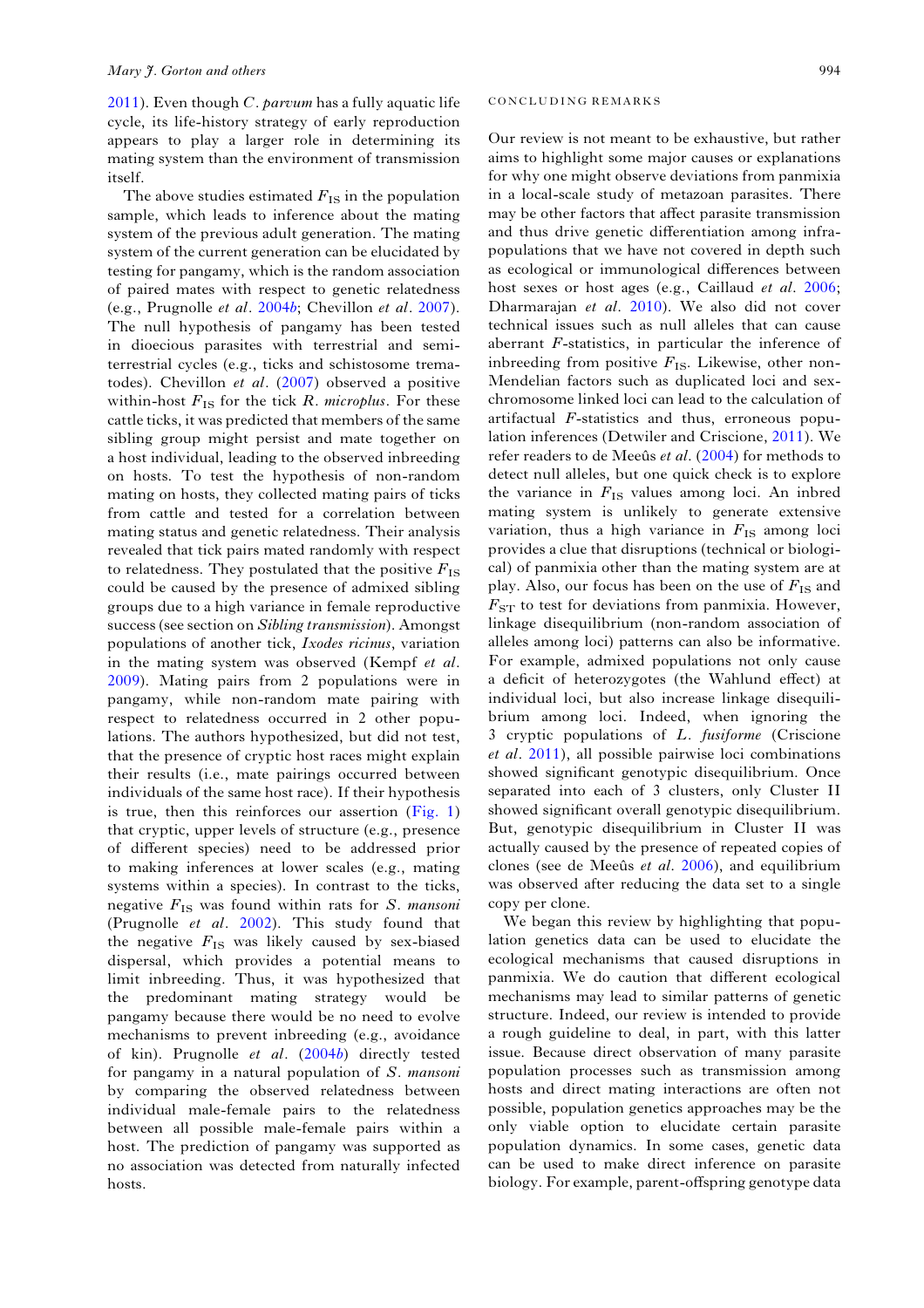2011). Even though *C. parvum* has a fully aquatic life cycle, its life-history strategy of early reproduction appears to play a larger role in determining its mating system than the environment of transmission itself.

The above studies estimated $F_{IS}$ in the population sample, which leads to inference about the mating system of the previous adult generation. The mating system of the current generation can be elucidated by testing for pangamy, which is the random association of paired mates with respect to genetic relatedness (e.g., Prugnolle *et al.* 2004*b*; Chevillon *et al.* 2007). The null hypothesis of pangamy has been tested in dioecious parasites with terrestrial and semi-terrestrial cycles (e.g., ticks and schistosome trematodes). Chevillon *et al.* (2007) observed a positive within-host $F_{IS}$ for the tick *R. microplus*. For these cattle ticks, it was predicted that members of the same sibling group might persist and mate together on a host individual, leading to the observed inbreeding on hosts. To test the hypothesis of non-random mating on hosts, they collected mating pairs of ticks from cattle and tested for a correlation between mating status and genetic relatedness. Their analysis revealed that tick pairs mated randomly with respect to relatedness. They postulated that the positive $F_{IS}$ could be caused by the presence of admixed sibling groups due to a high variance in female reproductive success (see section on *Sibling transmission*). Amongst populations of another tick, *Ixodes ricinus*, variation in the mating system was observed (Kempf *et al.* 2009). Mating pairs from 2 populations were in pangamy, while non-random mate pairing with respect to relatedness occurred in 2 other populations. The authors hypothesized, but did not test, that the presence of cryptic host races might explain their results (i.e., mate pairings occurred between individuals of the same host race). If their hypothesis is true, then this reinforces our assertion (Fig. 1) that cryptic, upper levels of structure (e.g., presence of different species) need to be addressed prior to making inferences at lower scales (e.g., mating systems within a species). In contrast to the ticks, negative $F_{IS}$ was found within rats for *S. mansoni* (Prugnolle *et al.* 2002). This study found that the negative $F_{IS}$ was likely caused by sex-biased dispersal, which provides a potential means to limit inbreeding. Thus, it was hypothesized that the predominant mating strategy would be pangamy because there would be no need to evolve mechanisms to prevent inbreeding (e.g., avoidance of kin). Prugnolle *et al.* (2004*b*) directly tested for pangamy in a natural population of *S. mansoni* by comparing the observed relatedness between individual male-female pairs to the relatedness between all possible male-female pairs within a host. The prediction of pangamy was supported as no association was detected from naturally infected hosts.

## CONCLUDING REMARKS

Our review is not meant to be exhaustive, but rather aims to highlight some major causes or explanations for why one might observe deviations from panmixia in a local-scale study of metazoan parasites. There may be other factors that affect parasite transmission and thus drive genetic differentiation among infrapopulations that we have not covered in depth such as ecological or immunological differences between host sexes or host ages (e.g., Caillaud *et al.* 2006; Dharmarajan *et al.* 2010). We also did not cover technical issues such as null alleles that can cause aberrant *F*-statistics, in particular the inference of inbreeding from positive $F_{IS}$. Likewise, other non-Mendelian factors such as duplicated loci and sex-chromosome linked loci can lead to the calculation of artifactual *F*-statistics and thus, erroneous population inferences (Detwiler and Criscione, 2011). We refer readers to de Meeûs *et al.* (2004) for methods to detect null alleles, but one quick check is to explore the variance in $F_{IS}$ values among loci. An inbred mating system is unlikely to generate extensive variation, thus a high variance in $F_{IS}$ among loci provides a clue that disruptions (technical or biological) of panmixia other than the mating system are at play. Also, our focus has been on the use of $F_{IS}$ and $F_{ST}$ to test for deviations from panmixia. However, linkage disequilibrium (non-random association of alleles among loci) patterns can also be informative. For example, admixed populations not only cause a deficit of heterozygotes (the Wahlund effect) at individual loci, but also increase linkage disequilibrium among loci. Indeed, when ignoring the 3 cryptic populations of *L. fusiforme* (Criscione *et al.* 2011), all possible pairwise loci combinations showed significant genotypic disequilibrium. Once separated into each of 3 clusters, only Cluster II showed significant overall genotypic disequilibrium. But, genotypic disequilibrium in Cluster II was actually caused by the presence of repeated copies of clones (see de Meeûs *et al.* 2006), and equilibrium was observed after reducing the data set to a single copy per clone.

We began this review by highlighting that population genetics data can be used to elucidate the ecological mechanisms that caused disruptions in panmixia. We do caution that different ecological mechanisms may lead to similar patterns of genetic structure. Indeed, our review is intended to provide a rough guideline to deal, in part, with this latter issue. Because direct observation of many parasite population processes such as transmission among hosts and direct mating interactions are often not possible, population genetics approaches may be the only viable option to elucidate certain parasite population dynamics. In some cases, genetic data can be used to make direct inference on parasite biology. For example, parent-offspring genotype data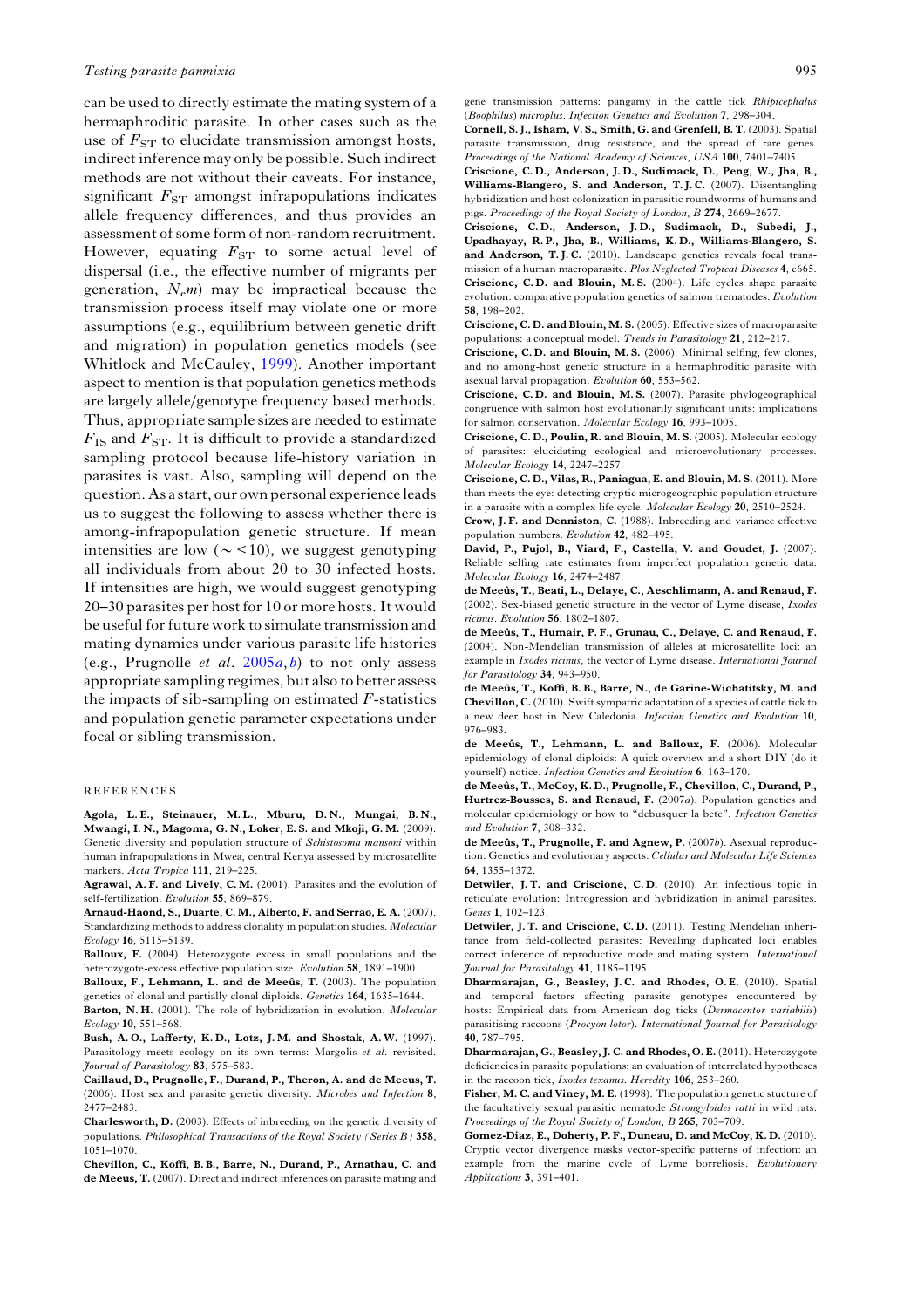can be used to directly estimate the mating system of a hermaphroditic parasite. In other cases such as the use of $F_{ST}$ to elucidate transmission amongst hosts, indirect inference may only be possible. Such indirect methods are not without their caveats. For instance, significant $F_{ST}$ amongst infrapopulations indicates allele frequency differences, and thus provides an assessment of some form of non-random recruitment. However, equating $F_{ST}$ to some actual level of dispersal (i.e., the effective number of migrants per generation, $N_e m$) may be impractical because the transmission process itself may violate one or more assumptions (e.g., equilibrium between genetic drift and migration) in population genetics models (see Whitlock and McCauley, 1999). Another important aspect to mention is that population genetics methods are largely allele/genotype frequency based methods. Thus, appropriate sample sizes are needed to estimate $F_{IS}$ and $F_{ST}$. It is difficult to provide a standardized sampling protocol because life-history variation in parasites is vast. Also, sampling will depend on the question. As a start, our own personal experience leads us to suggest the following to assess whether there is among-infrapopulation genetic structure. If mean intensities are low ($\sim <10$), we suggest genotyping all individuals from about 20 to 30 infected hosts. If intensities are high, we would suggest genotyping 20–30 parasites per host for 10 or more hosts. It would be useful for future work to simulate transmission and mating dynamics under various parasite life histories (e.g., Prugnolle *et al.* 2005*a*, *b*) to not only assess appropriate sampling regimes, but also to better assess the impacts of sib-sampling on estimated *F*-statistics and population genetic parameter expectations under focal or sibling transmission.

## REFERENCES

**Agola, L. E., Steinauer, M. L., Mburu, D. N., Mungai, B. N., Mwangi, I. N., Magoma, G. N., Loker, E. S. and Mkoji, G. M.** (2009). Genetic diversity and population structure of *Schistosoma mansoni* within human infrapopulations in Mwea, central Kenya assessed by microsatellite markers. *Acta Tropica* **111**, 219–225.

**Agrawal, A. F. and Lively, C. M.** (2001). Parasites and the evolution of self-fertilization. *Evolution* **55**, 869–879.

**Arnaud-Haond, S., Duarte, C. M., Alberto, F. and Serrao, E. A.** (2007). Standardizing methods to address clonality in population studies. *Molecular Ecology* **16**, 5115–5139.

**Balloux, F.** (2004). Heterozygote excess in small populations and the heterozygote-excess effective population size. *Evolution* **58**, 1891–1900.

**Balloux, F., Lehmann, L. and de Meeûs, T.** (2003). The population genetics of clonal and partially clonal diploids. *Genetics* **164**, 1635–1644.

**Barton, N. H.** (2001). The role of hybridization in evolution. *Molecular Ecology* **10**, 551–568.

**Bush, A. O., Lafferty, K. D., Lotz, J. M. and Shostak, A. W.** (1997). Parasitology meets ecology on its own terms: Margolis *et al.* revisited. *Journal of Parasitology* **83**, 575–583.

**Caillaud, D., Prugnolle, F., Durand, P., Theron, A. and de Meeus, T.** (2006). Host sex and parasite genetic diversity. *Microbes and Infection* **8**, 2477–2483.

**Charlesworth, D.** (2003). Effects of inbreeding on the genetic diversity of populations. *Philosophical Transactions of the Royal Society (Series B)* **358**, 1051–1070.

**Chevillon, C., Koffi, B. B., Barre, N., Durand, P., Arnathau, C. and de Meeus, T.** (2007). Direct and indirect inferences on parasite mating and gene transmission patterns: pangamy in the cattle tick *Rhipicephalus* (*Boophilus*) *microplus*. *Infection Genetics and Evolution* **7**, 298–304.

**Cornell, S. J., Isham, V. S., Smith, G. and Grenfell, B. T.** (2003). Spatial parasite transmission, drug resistance, and the spread of rare genes. *Proceedings of the National Academy of Sciences, USA* **100**, 7401–7405.

**Criscione, C. D., Anderson, J. D., Sudimack, D., Peng, W., Jha, B., Williams-Blangero, S. and Anderson, T. J. C.** (2007). Disentangling hybridization and host colonization in parasitic roundworms of humans and pigs. *Proceedings of the Royal Society of London, B* **274**, 2669–2677.

**Criscione, C. D., Anderson, J. D., Sudimack, D., Subedi, J., Upadhayay, R. P., Jha, B., Williams, K. D., Williams-Blangero, S. and Anderson, T. J. C.** (2010). Landscape genetics reveals focal transmission of a human macroparasite. *Plos Neglected Tropical Diseases* **4**, e665.

**Criscione, C. D. and Blouin, M. S.** (2004). Life cycles shape parasite evolution: comparative population genetics of salmon trematodes. *Evolution* **58**, 198–202.

**Criscione, C. D. and Blouin, M. S.** (2005). Effective sizes of macroparasite populations: a conceptual model. *Trends in Parasitology* **21**, 212–217.

**Criscione, C. D. and Blouin, M. S.** (2006). Minimal selfing, few clones, and no among-host genetic structure in a hermaphroditic parasite with asexual larval propagation. *Evolution* **60**, 553–562.

**Criscione, C. D. and Blouin, M. S.** (2007). Parasite phylogeographical congruence with salmon host evolutionarily significant units: implications for salmon conservation. *Molecular Ecology* **16**, 993–1005.

**Criscione, C. D., Poulin, R. and Blouin, M. S.** (2005). Molecular ecology of parasites: elucidating ecological and microevolutionary processes. *Molecular Ecology* **14**, 2247–2257.

**Criscione, C. D., Vilas, R., Paniagua, E. and Blouin, M. S.** (2011). More than meets the eye: detecting cryptic microgeographic population structure in a parasite with a complex life cycle. *Molecular Ecology* **20**, 2510–2524.

**Crow, J. F. and Denniston, C.** (1988). Inbreeding and variance effective population numbers. *Evolution* **42**, 482–495.

**David, P., Pujol, B., Viard, F., Castella, V. and Goudet, J.** (2007). Reliable selfing rate estimates from imperfect population genetic data. *Molecular Ecology* **16**, 2474–2487.

**de Meeûs, T., Beati, L., Delaye, C., Aeschlimann, A. and Renaud, F.** (2002). Sex-biased genetic structure in the vector of Lyme disease, *Ixodes ricinus*. *Evolution* **56**, 1802–1807.

**de Meeûs, T., Humair, P. F., Grunau, C., Delaye, C. and Renaud, F.** (2004). Non-Mendelian transmission of alleles at microsatellite loci: an example in *Ixodes ricinus*, the vector of Lyme disease. *International Journal for Parasitology* **34**, 943–950.

**de Meeûs, T., Koffi, B. B., Barre, N., de Garine-Wichatitsky, M. and Chevillon, C.** (2010). Swift sympatric adaptation of a species of cattle tick to a new deer host in New Caledonia. *Infection Genetics and Evolution* **10**, 976–983.

**de Meeûs, T., Lehmann, L. and Balloux, F.** (2006). Molecular epidemiology of clonal diploids: A quick overview and a short DIY (do it yourself) notice. *Infection Genetics and Evolution* **6**, 163–170.

**de Meeûs, T., McCoy, K. D., Prugnolle, F., Chevillon, C., Durand, P., Hurtrez-Bousses, S. and Renaud, F.** (2007*a*). Population genetics and molecular epidemiology or how to "debusquer la bete". *Infection Genetics and Evolution* **7**, 308–332.

**de Meeûs, T., Prugnolle, F. and Agnew, P.** (2007*b*). Asexual reproduction: Genetics and evolutionary aspects. *Cellular and Molecular Life Sciences* **64**, 1355–1372.

**Detwiler, J. T. and Criscione, C. D.** (2010). An infectious topic in reticulate evolution: Introgression and hybridization in animal parasites. *Genes* **1**, 102–123.

**Detwiler, J. T. and Criscione, C. D.** (2011). Testing Mendelian inheritance from field-collected parasites: Revealing duplicated loci enables correct inference of reproductive mode and mating system. *International Journal for Parasitology* **41**, 1185–1195.

**Dharmarajan, G., Beasley, J. C. and Rhodes, O. E.** (2010). Spatial and temporal factors affecting parasite genotypes encountered by hosts: Empirical data from American dog ticks (*Dermacentor variabilis*) parasitising raccoons (*Procyon lotor*). *International Journal for Parasitology* **40**, 787–795.

**Dharmarajan, G., Beasley, J. C. and Rhodes, O. E.** (2011). Heterozygote deficiencies in parasite populations: an evaluation of interrelated hypotheses in the raccoon tick, *Ixodes texanus*. *Heredity* **106**, 253–260.

**Fisher, M. C. and Viney, M. E.** (1998). The population genetic stucture of the facultatively sexual parasitic nematode *Strongyloides ratti* in wild rats. *Proceedings of the Royal Society of London, B* **265**, 703–709.

**Gomez-Diaz, E., Doherty, P. F., Duneau, D. and McCoy, K. D.** (2010). Cryptic vector divergence masks vector-specific patterns of infection: an example from the marine cycle of Lyme borreliosis. *Evolutionary Applications* **3**, 391–401.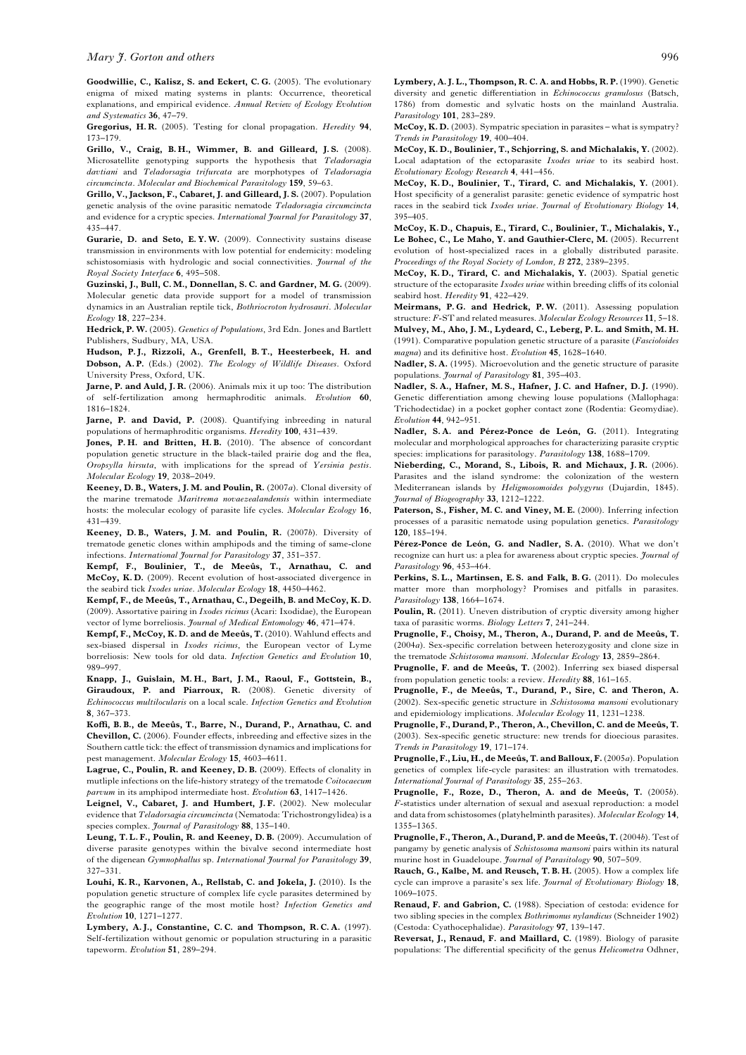**Goodwillie, C., Kalisz, S. and Eckert, C. G.** (2005). The evolutionary enigma of mixed mating systems in plants: Occurrence, theoretical explanations, and empirical evidence. *Annual Review of Ecology Evolution and Systematics* **36**, 47–79.

**Gregorius, H. R.** (2005). Testing for clonal propagation. *Heredity* **94**, 173–179.

**Grillo, V., Craig, B. H., Wimmer, B. and Gilleard, J. S.** (2008). Microsatellite genotyping supports the hypothesis that *Teladorsagia davtiani* and *Teladorsagia trifurcata* are morphotypes of *Teladorsagia circumcincta*. *Molecular and Biochemical Parasitology* **159**, 59–63.

**Grillo, V., Jackson, F., Cabaret, J. and Gilleard, J. S.** (2007). Population genetic analysis of the ovine parasitic nematode *Teladorsagia circumcincta* and evidence for a cryptic species. *International Journal for Parasitology* **37**, 435–447.

**Gurarie, D. and Seto, E. Y. W.** (2009). Connectivity sustains disease transmission in environments with low potential for endemicity: modeling schistosomiasis with hydrologic and social connectivities. *Journal of the Royal Society Interface* **6**, 495–508.

**Guzinski, J., Bull, C. M., Donnellan, S. C. and Gardner, M. G.** (2009). Molecular genetic data provide support for a model of transmission dynamics in an Australian reptile tick, *Bothriocroton hydrosauri*. *Molecular Ecology* **18**, 227–234.

**Hedrick, P. W.** (2005). *Genetics of Populations*, 3rd Edn. Jones and Bartlett Publishers, Sudbury, MA, USA.

**Hudson, P. J., Rizzoli, A., Grenfell, B. T., Heesterbeek, H. and Dobson, A. P.** (Eds.) (2002). *The Ecology of Wildlife Diseases*. Oxford University Press, Oxford, UK.

**Jarne, P. and Auld, J. R.** (2006). Animals mix it up too: The distribution of self-fertilization among hermaphroditic animals. *Evolution* **60**, 1816–1824.

**Jarne, P. and David, P.** (2008). Quantifying inbreeding in natural populations of hermaphroditic organisms. *Heredity* **100**, 431–439.

**Jones, P. H. and Britten, H. B.** (2010). The absence of concordant population genetic structure in the black-tailed prairie dog and the flea, *Oropsylla hirsuta*, with implications for the spread of *Yersinia pestis*. *Molecular Ecology* **19**, 2038–2049.

**Keeney, D. B., Waters, J. M. and Poulin, R.** (2007*a*). Clonal diversity of the marine trematode *Maritrema novaezealandensis* within intermediate hosts: the molecular ecology of parasite life cycles. *Molecular Ecology* **16**, 431–439.

**Keeney, D. B., Waters, J. M. and Poulin, R.** (2007*b*). Diversity of trematode genetic clones within amphipods and the timing of same-clone infections. *International Journal for Parasitology* **37**, 351–357.

**Kempf, F., Boulinier, T., de Meeûs, T., Arnathau, C. and McCoy, K. D.** (2009). Recent evolution of host-associated divergence in the seabird tick *Ixodes uriae*. *Molecular Ecology* **18**, 4450–4462.

**Kempf, F., de Meeûs, T., Arnathau, C., Degeilh, B. and McCoy, K. D.** (2009). Assortative pairing in *Ixodes ricinus* (Acari: Ixodidae), the European vector of lyme borreliosis. *Journal of Medical Entomology* **46**, 471–474.

**Kempf, F., McCoy, K. D. and de Meeûs, T.** (2010). Wahlund effects and sex-biased dispersal in *Ixodes ricinus*, the European vector of Lyme borreliosis: New tools for old data. *Infection Genetics and Evolution* **10**, 989–997.

**Knapp, J., Guislain, M. H., Bart, J. M., Raoul, F., Gottstein, B., Giraudoux, P. and Piarroux, R.** (2008). Genetic diversity of *Echinococcus multilocularis* on a local scale. *Infection Genetics and Evolution* **8**, 367–373.

**Koffi, B. B., de Meeûs, T., Barre, N., Durand, P., Arnathau, C. and Chevillon, C.** (2006). Founder effects, inbreeding and effective sizes in the Southern cattle tick: the effect of transmission dynamics and implications for pest management. *Molecular Ecology* **15**, 4603–4611.

**Lagrue, C., Poulin, R. and Keeney, D. B.** (2009). Effects of clonality in mutliple infections on the life-history strategy of the trematode *Coitocaecum parvum* in its amphipod intermediate host. *Evolution* **63**, 1417–1426.

**Leignel, V., Cabaret, J. and Humbert, J. F.** (2002). New molecular evidence that *Teladorsagia circumcincta* (Nematoda: Trichostrongylidea) is a species complex. *Journal of Parasitology* **88**, 135–140.

**Leung, T. L. F., Poulin, R. and Keeney, D. B.** (2009). Accumulation of diverse parasite genotypes within the bivalve second intermediate host of the digenean *Gymnophallus* sp. *International Journal for Parasitology* **39**, 327–331.

**Louhi, K. R., Karvonen, A., Rellstab, C. and Jokela, J.** (2010). Is the population genetic structure of complex life cycle parasites determined by the geographic range of the most motile host? *Infection Genetics and Evolution* **10**, 1271–1277.

**Lymbery, A. J., Constantine, C. C. and Thompson, R. C. A.** (1997). Self-fertilization without genomic or population structuring in a parasitic tapeworm. *Evolution* **51**, 289–294.

**Lymbery, A. J. L., Thompson, R. C. A. and Hobbs, R. P.** (1990). Genetic diversity and genetic differentiation in *Echinococcus granulosus* (Batsch, 1786) from domestic and sylvatic hosts on the mainland Australia. *Parasitology* **101**, 283–289.

**McCoy, K. D.** (2003). Sympatric speciation in parasites – what is sympatry? *Trends in Parasitology* **19**, 400–404.

**McCoy, K. D., Boulinier, T., Schjorring, S. and Michalakis, Y.** (2002). Local adaptation of the ectoparasite *Ixodes uriae* to its seabird host. *Evolutionary Ecology Research* **4**, 441–456.

**McCoy, K. D., Boulinier, T., Tirard, C. and Michalakis, Y.** (2001). Host specificity of a generalist parasite: genetic evidence of sympatric host races in the seabird tick *Ixodes uriae*. *Journal of Evolutionary Biology* **14**, 395–405.

**McCoy, K. D., Chapuis, E., Tirard, C., Boulinier, T., Michalakis, Y., Le Bohec, C., Le Maho, Y. and Gauthier-Clerc, M.** (2005). Recurrent evolution of host-specialized races in a globally distributed parasite. *Proceedings of the Royal Society of London, B* **272**, 2389–2395.

**McCoy, K. D., Tirard, C. and Michalakis, Y.** (2003). Spatial genetic structure of the ectoparasite *Ixodes uriae* within breeding cliffs of its colonial seabird host. *Heredity* **91**, 422–429.

**Meirmans, P. G. and Hedrick, P. W.** (2011). Assessing population structure: *F*-ST and related measures. *Molecular Ecology Resources* **11**, 5–18.

**Mulvey, M., Aho, J. M., Lydeard, C., Leberg, P. L. and Smith, M. H.** (1991). Comparative population genetic structure of a parasite (*Fascioloides magna*) and its definitive host. *Evolution* **45**, 1628–1640.

**Nadler, S. A.** (1995). Microevolution and the genetic structure of parasite populations. *Journal of Parasitology* **81**, 395–403.

**Nadler, S. A., Hafner, M. S., Hafner, J. C. and Hafner, D. J.** (1990). Genetic differentiation among chewing louse populations (Mallophaga: Trichodectidae) in a pocket gopher contact zone (Rodentia: Geomydiae). *Evolution* **44**, 942–951.

**Nadler, S. A. and Pérez-Ponce de León, G.** (2011). Integrating molecular and morphological approaches for characterizing parasite cryptic species: implications for parasitology. *Parasitology* **138**, 1688–1709.

**Nieberding, C., Morand, S., Libois, R. and Michaux, J. R.** (2006). Parasites and the island syndrome: the colonization of the western Mediterranean islands by *Heligmosomoides polygyrus* (Dujardin, 1845). *Journal of Biogeography* **33**, 1212–1222.

**Paterson, S., Fisher, M. C. and Viney, M. E.** (2000). Inferring infection processes of a parasitic nematode using population genetics. *Parasitology* **120**, 185–194.

**Pérez-Ponce de León, G. and Nadler, S. A.** (2010). What we don't recognize can hurt us: a plea for awareness about cryptic species. *Journal of Parasitology* **96**, 453–464.

**Perkins, S. L., Martinsen, E. S. and Falk, B. G.** (2011). Do molecules matter more than morphology? Promises and pitfalls in parasites. *Parasitology* **138**, 1664–1674.

**Poulin, R.** (2011). Uneven distribution of cryptic diversity among higher taxa of parasitic worms. *Biology Letters* **7**, 241–244.

**Prugnolle, F., Choisy, M., Theron, A., Durand, P. and de Meeûs, T.** (2004*a*). Sex-specific correlation between heterozygosity and clone size in the trematode *Schistosoma mansoni*. *Molecular Ecology* **13**, 2859–2864.

**Prugnolle, F. and de Meeûs, T.** (2002). Inferring sex biased dispersal from population genetic tools: a review. *Heredity* **88**, 161–165.

**Prugnolle, F., de Meeûs, T., Durand, P., Sire, C. and Theron, A.** (2002). Sex-specific genetic structure in *Schistosoma mansoni* evolutionary and epidemiology implications. *Molecular Ecology* **11**, 1231–1238.

**Prugnolle, F., Durand, P., Theron, A., Chevillon, C. and de Meeûs, T.** (2003). Sex-specific genetic structure: new trends for dioecious parasites. *Trends in Parasitology* **19**, 171–174.

**Prugnolle, F., Liu, H., de Meeûs, T. and Balloux, F.** (2005*a*). Population genetics of complex life-cycle parasites: an illustration with trematodes. *International Journal of Parasitology* **35**, 255–263.

**Prugnolle, F., Roze, D., Theron, A. and de Meeûs, T.** (2005*b*). *F*-statistics under alternation of sexual and asexual reproduction: a model and data from schistosomes (platyhelminth parasites). *Molecular Ecology* **14**, 1355–1365.

**Prugnolle, F., Theron, A., Durand, P. and de Meeûs, T.** (2004*b*). Test of pangamy by genetic analysis of *Schistosoma mansoni* pairs within its natural murine host in Guadeloupe. *Journal of Parasitology* **90**, 507–509.

**Rauch, G., Kalbe, M. and Reusch, T. B. H.** (2005). How a complex life cycle can improve a parasite's sex life. *Journal of Evolutionary Biology* **18**, 1069–1075.

**Renaud, F. and Gabrion, C.** (1988). Speciation of cestoda: evidence for two sibling species in the complex *Bothrimonus nylandicus* (Schneider 1902) (Cestoda: Cyathocephalidae). *Parasitology* **97**, 139–147.

**Reversat, J., Renaud, F. and Maillard, C.** (1989). Biology of parasite populations: The differential specificity of the genus *Helicometra* Odhner,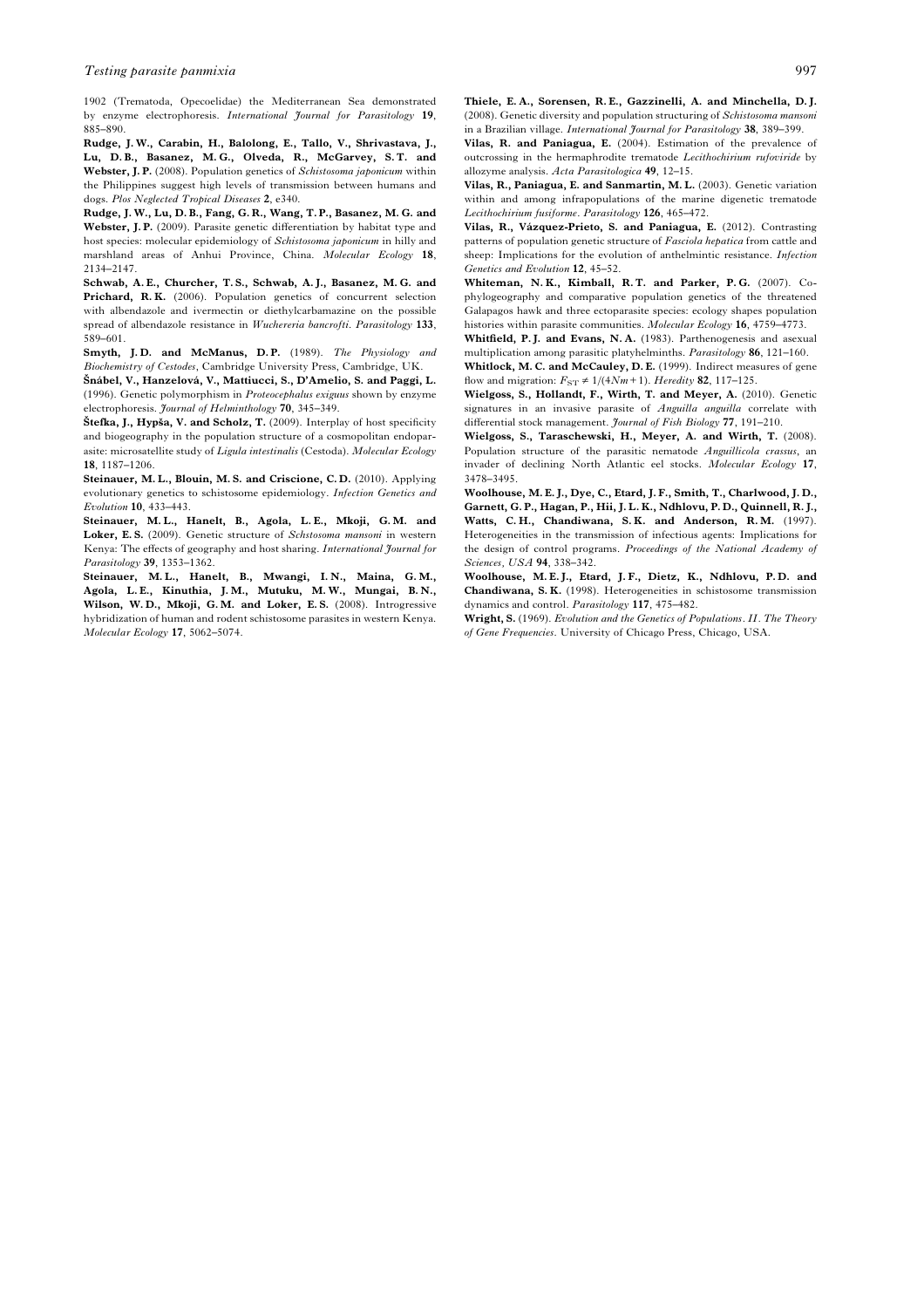1902 (Trematoda, Opecoelidae) the Mediterranean Sea demonstrated by enzyme electrophoresis. *International Journal for Parasitology* **19**, 885–890.

**Rudge, J. W., Carabin, H., Balolong, E., Tallo, V., Shrivastava, J., Lu, D. B., Basanez, M. G., Olveda, R., McGarvey, S. T. and Webster, J. P.** (2008). Population genetics of *Schistosoma japonicum* within the Philippines suggest high levels of transmission between humans and dogs. *Plos Neglected Tropical Diseases* **2**, e340.

**Rudge, J. W., Lu, D. B., Fang, G. R., Wang, T. P., Basanez, M. G. and Webster, J. P.** (2009). Parasite genetic differentiation by habitat type and host species: molecular epidemiology of *Schistosoma japonicum* in hilly and marshland areas of Anhui Province, China. *Molecular Ecology* **18**, 2134–2147.

**Schwab, A. E., Churcher, T. S., Schwab, A. J., Basanez, M. G. and Prichard, R. K.** (2006). Population genetics of concurrent selection with albendazole and ivermectin or diethylcarbamazine on the possible spread of albendazole resistance in *Wuchereria bancrofti*. *Parasitology* **133**, 589–601.

**Smyth, J. D. and McManus, D. P.** (1989). *The Physiology and Biochemistry of Cestodes*, Cambridge University Press, Cambridge, UK.

**Šnábel, V., Hanzelová, V., Mattiucci, S., D'Amelio, S. and Paggi, L.** (1996). Genetic polymorphism in *Proteocephalus exiguus* shown by enzyme electrophoresis. *Journal of Helminthology* **70**, 345–349.

**Štefka, J., Hypša, V. and Scholz, T.** (2009). Interplay of host specificity and biogeography in the population structure of a cosmopolitan endoparasite: microsatellite study of *Ligula intestinalis* (Cestoda). *Molecular Ecology* **18**, 1187–1206.

**Steinauer, M. L., Blouin, M. S. and Criscione, C. D.** (2010). Applying evolutionary genetics to schistosome epidemiology. *Infection Genetics and Evolution* **10**, 433–443.

**Steinauer, M. L., Hanelt, B., Agola, L. E., Mkoji, G. M. and Loker, E. S.** (2009). Genetic structure of *Schstosoma mansoni* in western Kenya: The effects of geography and host sharing. *International Journal for Parasitology* **39**, 1353–1362.

**Steinauer, M. L., Hanelt, B., Mwangi, I. N., Maina, G. M., Agola, L. E., Kinuthia, J. M., Mutuku, M. W., Mungai, B. N., Wilson, W. D., Mkoji, G. M. and Loker, E. S.** (2008). Introgressive hybridization of human and rodent schistosome parasites in western Kenya. *Molecular Ecology* **17**, 5062–5074.

**Thiele, E. A., Sorensen, R. E., Gazzinelli, A. and Minchella, D. J.** (2008). Genetic diversity and population structuring of *Schistosoma mansoni* in a Brazilian village. *International Journal for Parasitology* **38**, 389–399.

**Vilas, R. and Paniagua, E.** (2004). Estimation of the prevalence of outcrossing in the hermaphrodite trematode *Lecithochirium rufoviride* by allozyme analysis. *Acta Parasitologica* **49**, 12–15.

**Vilas, R., Paniagua, E. and Sanmartín, M. L.** (2003). Genetic variation within and among infrapopulations of the marine digenetic trematode *Lecithochirium fusiforme*. *Parasitology* **126**, 465–472.

**Vilas, R., Vázquez-Prieto, S. and Paniagua, E.** (2012). Contrasting patterns of population genetic structure of *Fasciola hepatica* from cattle and sheep: Implications for the evolution of anthelmintic resistance. *Infection Genetics and Evolution* **12**, 45–52.

**Whiteman, N. K., Kimball, R. T. and Parker, P. G.** (2007). Co-phylogeography and comparative population genetics of the threatened Galapagos hawk and three ectoparasite species: ecology shapes population histories within parasite communities. *Molecular Ecology* **16**, 4759–4773.

**Whitfield, P. J. and Evans, N. A.** (1983). Parthenogenesis and asexual multiplication among parasitic platyhelminths. *Parasitology* **86**, 121–160.

**Whitlock, M. C. and McCauley, D. E.** (1999). Indirect measures of gene flow and migration: $F_{ST} \neq 1/(4Nm+1)$. *Heredity* **82**, 117–125.

**Wielgoss, S., Hollandt, F., Wirth, T. and Meyer, A.** (2010). Genetic signatures in an invasive parasite of *Anguilla anguilla* correlate with differential stock management. *Journal of Fish Biology* **77**, 191–210.

**Wielgoss, S., Taraschewski, H., Meyer, A. and Wirth, T.** (2008). Population structure of the parasitic nematode *Anguillicola crassus*, an invader of declining North Atlantic eel stocks. *Molecular Ecology* **17**, 3478–3495.

**Woolhouse, M. E. J., Dye, C., Etard, J. F., Smith, T., Charlwood, J. D., Garnett, G. P., Hagan, P., Hii, J. L. K., Ndhlovu, P. D., Quinnell, R. J., Watts, C. H., Chandiwana, S. K. and Anderson, R. M.** (1997). Heterogeneities in the transmission of infectious agents: Implications for the design of control programs. *Proceedings of the National Academy of Sciences, USA* **94**, 338–342.

**Woolhouse, M. E. J., Etard, J. F., Dietz, K., Ndhlovu, P. D. and Chandiwana, S. K.** (1998). Heterogeneities in schistosome transmission dynamics and control. *Parasitology* **117**, 475–482.

**Wright, S.** (1969). *Evolution and the Genetics of Populations. II. The Theory of Gene Frequencies*. University of Chicago Press, Chicago, USA.